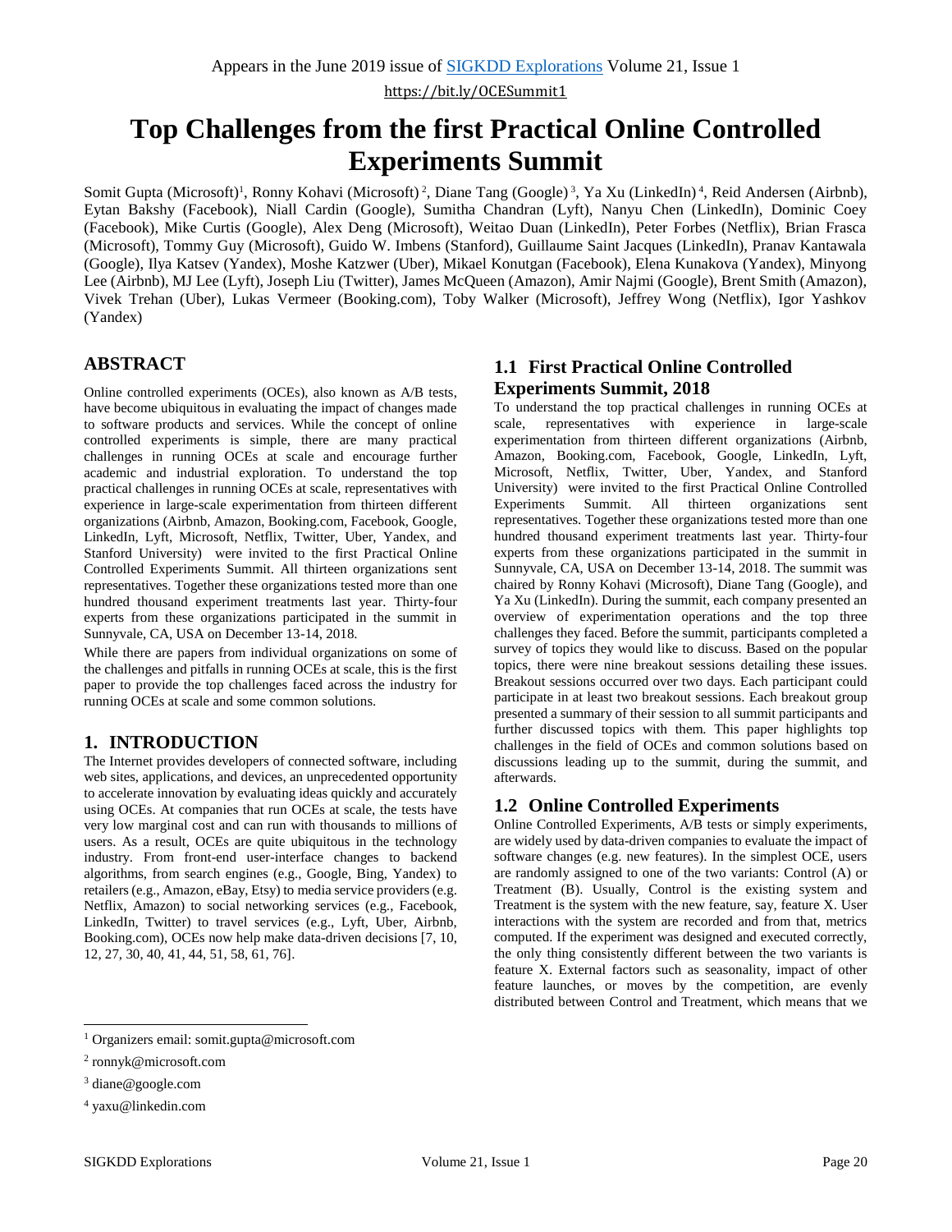Appears in the June 2019 issue of SIGKDD Explorations Volume 21, Issue 1

https://bit.ly/OCESummit1

# Top Challenges from the first Practical Online Controlled Experiments Summit

Somit Gupta (Microsoft)[1], Ronny Kohavi (Microsoft)[2], Diane Tang (Google)[3], Ya Xu (LinkedIn)[4], Reid Andersen (Airbnb), Eytan Bakshy (Facebook), Niall Cardin (Google), Sumitha Chandran (Lyft), Nanyu Chen (LinkedIn), Dominic Coey (Facebook), Mike Curtis (Google), Alex Deng (Microsoft), Weitao Duan (LinkedIn), Peter Forbes (Netflix), Brian Frasca (Microsoft), Tommy Guy (Microsoft), Guido W. Imbens (Stanford), Guillaume Saint Jacques (LinkedIn), Pranav Kantawala (Google), Ilya Katsev (Yandex), Moshe Katzwer (Uber), Mikael Konutgan (Facebook), Elena Kunakova (Yandex), Minyong Lee (Airbnb), MJ Lee (Lyft), Joseph Liu (Twitter), James McQueen (Amazon), Amir Najmi (Google), Brent Smith (Amazon), Vivek Trehan (Uber), Lukas Vermeer (Booking.com), Toby Walker (Microsoft), Jeffrey Wong (Netflix), Igor Yashkov (Yandex)

## ABSTRACT

Online controlled experiments (OCEs), also known as A/B tests, have become ubiquitous in evaluating the impact of changes made to software products and services. While the concept of online controlled experiments is simple, there are many practical challenges in running OCEs at scale and encourage further academic and industrial exploration. To understand the top practical challenges in running OCEs at scale, representatives with experience in large-scale experimentation from thirteen different organizations (Airbnb, Amazon, Booking.com, Facebook, Google, LinkedIn, Lyft, Microsoft, Netflix, Twitter, Uber, Yandex, and Stanford University) were invited to the first Practical Online Controlled Experiments Summit. All thirteen organizations sent representatives. Together these organizations tested more than one hundred thousand experiment treatments last year. Thirty-four experts from these organizations participated in the summit in Sunnyvale, CA, USA on December 13-14, 2018.

While there are papers from individual organizations on some of the challenges and pitfalls in running OCEs at scale, this is the first paper to provide the top challenges faced across the industry for running OCEs at scale and some common solutions.

## 1. INTRODUCTION

The Internet provides developers of connected software, including web sites, applications, and devices, an unprecedented opportunity to accelerate innovation by evaluating ideas quickly and accurately using OCEs. At companies that run OCEs at scale, the tests have very low marginal cost and can run with thousands to millions of users. As a result, OCEs are quite ubiquitous in the technology industry. From front-end user-interface changes to backend algorithms, from search engines (e.g., Google, Bing, Yandex) to retailers (e.g., Amazon, eBay, Etsy) to media service providers (e.g. Netflix, Amazon) to social networking services (e.g., Facebook, LinkedIn, Twitter) to travel services (e.g., Lyft, Uber, Airbnb, Booking.com), OCEs now help make data-driven decisions [7, 10, 12, 27, 30, 40, 41, 44, 51, 58, 61, 76].

### 1.1 First Practical Online Controlled Experiments Summit, 2018

To understand the top practical challenges in running OCEs at scale, representatives with experience in large-scale experimentation from thirteen different organizations (Airbnb, Amazon, Booking.com, Facebook, Google, LinkedIn, Lyft, Microsoft, Netflix, Twitter, Uber, Yandex, and Stanford University) were invited to the first Practical Online Controlled Experiments Summit. All thirteen organizations sent representatives. Together these organizations tested more than one hundred thousand experiment treatments last year. Thirty-four experts from these organizations participated in the summit in Sunnyvale, CA, USA on December 13-14, 2018. The summit was chaired by Ronny Kohavi (Microsoft), Diane Tang (Google), and Ya Xu (LinkedIn). During the summit, each company presented an overview of experimentation operations and the top three challenges they faced. Before the summit, participants completed a survey of topics they would like to discuss. Based on the popular topics, there were nine breakout sessions detailing these issues. Breakout sessions occurred over two days. Each participant could participate in at least two breakout sessions. Each breakout group presented a summary of their session to all summit participants and further discussed topics with them. This paper highlights top challenges in the field of OCEs and common solutions based on discussions leading up to the summit, during the summit, and afterwards.

### 1.2 Online Controlled Experiments

Online Controlled Experiments, A/B tests or simply experiments, are widely used by data-driven companies to evaluate the impact of software changes (e.g. new features). In the simplest OCE, users are randomly assigned to one of the two variants: Control (A) or Treatment (B). Usually, Control is the existing system and Treatment is the system with the new feature, say, feature X. User interactions with the system are recorded and from that, metrics computed. If the experiment was designed and executed correctly, the only thing consistently different between the two variants is feature X. External factors such as seasonality, impact of other feature launches, or moves by the competition, are evenly distributed between Control and Treatment, which means that we

---

[1] Organizers email: somit.gupta@microsoft.com

[2] ronnyk@microsoft.com

[3] diane@google.com

[4] yaxu@linkedin.com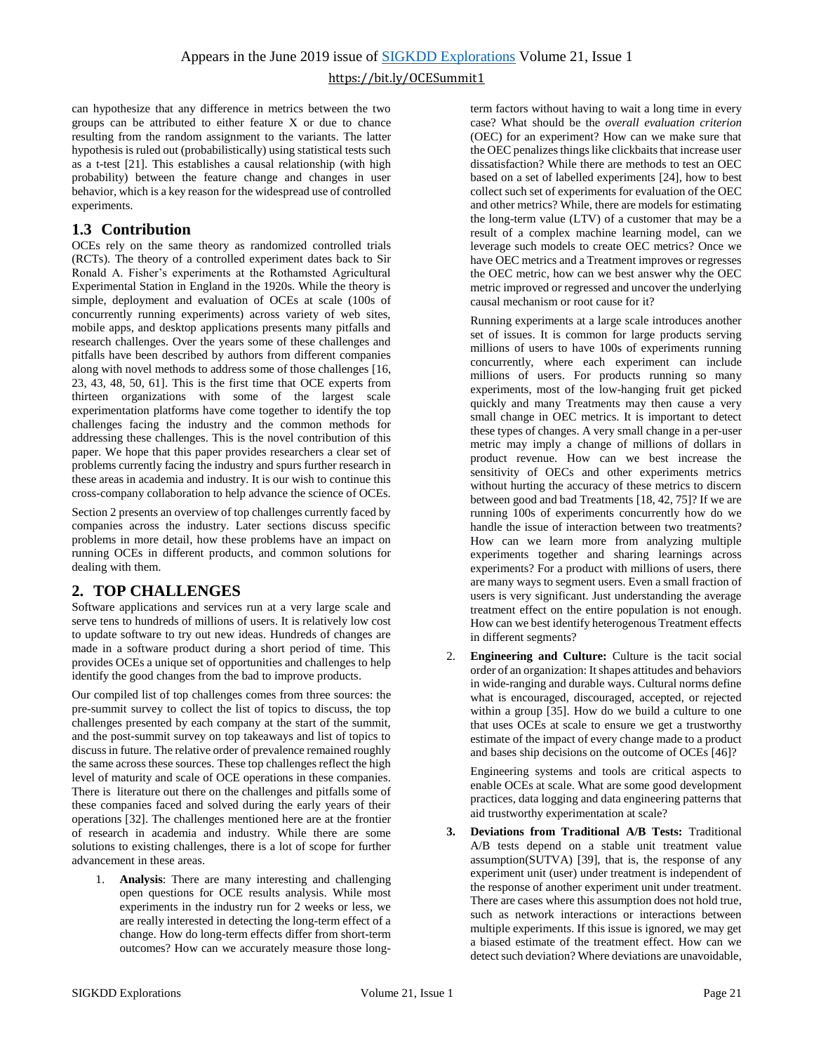can hypothesize that any difference in metrics between the two groups can be attributed to either feature X or due to chance resulting from the random assignment to the variants. The latter hypothesis is ruled out (probabilistically) using statistical tests such as a t-test [21]. This establishes a causal relationship (with high probability) between the feature change and changes in user behavior, which is a key reason for the widespread use of controlled experiments.

## 1.3 Contribution

OCEs rely on the same theory as randomized controlled trials (RCTs). The theory of a controlled experiment dates back to Sir Ronald A. Fisher's experiments at the Rothamsted Agricultural Experimental Station in England in the 1920s. While the theory is simple, deployment and evaluation of OCEs at scale (100s of concurrently running experiments) across variety of web sites, mobile apps, and desktop applications presents many pitfalls and research challenges. Over the years some of these challenges and pitfalls have been described by authors from different companies along with novel methods to address some of those challenges [16, 23, 43, 48, 50, 61]. This is the first time that OCE experts from thirteen organizations with some of the largest scale experimentation platforms have come together to identify the top challenges facing the industry and the common methods for addressing these challenges. This is the novel contribution of this paper. We hope that this paper provides researchers a clear set of problems currently facing the industry and spurs further research in these areas in academia and industry. It is our wish to continue this cross-company collaboration to help advance the science of OCEs.

Section 2 presents an overview of top challenges currently faced by companies across the industry. Later sections discuss specific problems in more detail, how these problems have an impact on running OCEs in different products, and common solutions for dealing with them.

# 2. TOP CHALLENGES

Software applications and services run at a very large scale and serve tens to hundreds of millions of users. It is relatively low cost to update software to try out new ideas. Hundreds of changes are made in a software product during a short period of time. This provides OCEs a unique set of opportunities and challenges to help identify the good changes from the bad to improve products.

Our compiled list of top challenges comes from three sources: the pre-summit survey to collect the list of topics to discuss, the top challenges presented by each company at the start of the summit, and the post-summit survey on top takeaways and list of topics to discuss in future. The relative order of prevalence remained roughly the same across these sources. These top challenges reflect the high level of maturity and scale of OCE operations in these companies. There is literature out there on the challenges and pitfalls some of these companies faced and solved during the early years of their operations [32]. The challenges mentioned here are at the frontier of research in academia and industry. While there are some solutions to existing challenges, there is a lot of scope for further advancement in these areas.

1. **Analysis**: There are many interesting and challenging open questions for OCE results analysis. While most experiments in the industry run for 2 weeks or less, we are really interested in detecting the long-term effect of a change. How do long-term effects differ from short-term outcomes? How can we accurately measure those long-term factors without having to wait a long time in every case? What should be the *overall evaluation criterion* (OEC) for an experiment? How can we make sure that the OEC penalizes things like clickbaits that increase user dissatisfaction? While there are methods to test an OEC based on a set of labelled experiments [24], how to best collect such set of experiments for evaluation of the OEC and other metrics? While, there are models for estimating the long-term value (LTV) of a customer that may be a result of a complex machine learning model, can we leverage such models to create OEC metrics? Once we have OEC metrics and a Treatment improves or regresses the OEC metric, how can we best answer why the OEC metric improved or regressed and uncover the underlying causal mechanism or root cause for it?

   Running experiments at a large scale introduces another set of issues. It is common for large products serving millions of users to have 100s of experiments running concurrently, where each experiment can include millions of users. For products running so many experiments, most of the low-hanging fruit get picked quickly and many Treatments may then cause a very small change in OEC metrics. It is important to detect these types of changes. A very small change in a per-user metric may imply a change of millions of dollars in product revenue. How can we best increase the sensitivity of OECs and other experiments metrics without hurting the accuracy of these metrics to discern between good and bad Treatments [18, 42, 75]? If we are running 100s of experiments concurrently how do we handle the issue of interaction between two treatments? How can we learn more from analyzing multiple experiments together and sharing learnings across experiments? For a product with millions of users, there are many ways to segment users. Even a small fraction of users is very significant. Just understanding the average treatment effect on the entire population is not enough. How can we best identify heterogenous Treatment effects in different segments?

2. **Engineering and Culture:** Culture is the tacit social order of an organization: It shapes attitudes and behaviors in wide-ranging and durable ways. Cultural norms define what is encouraged, discouraged, accepted, or rejected within a group [35]. How do we build a culture to one that uses OCEs at scale to ensure we get a trustworthy estimate of the impact of every change made to a product and bases ship decisions on the outcome of OCEs [46]?

   Engineering systems and tools are critical aspects to enable OCEs at scale. What are some good development practices, data logging and data engineering patterns that aid trustworthy experimentation at scale?

3. **Deviations from Traditional A/B Tests:** Traditional A/B tests depend on a stable unit treatment value assumption(SUTVA) [39], that is, the response of any experiment unit (user) under treatment is independent of the response of another experiment unit under treatment. There are cases where this assumption does not hold true, such as network interactions or interactions between multiple experiments. If this issue is ignored, we may get a biased estimate of the treatment effect. How can we detect such deviation? Where deviations are unavoidable,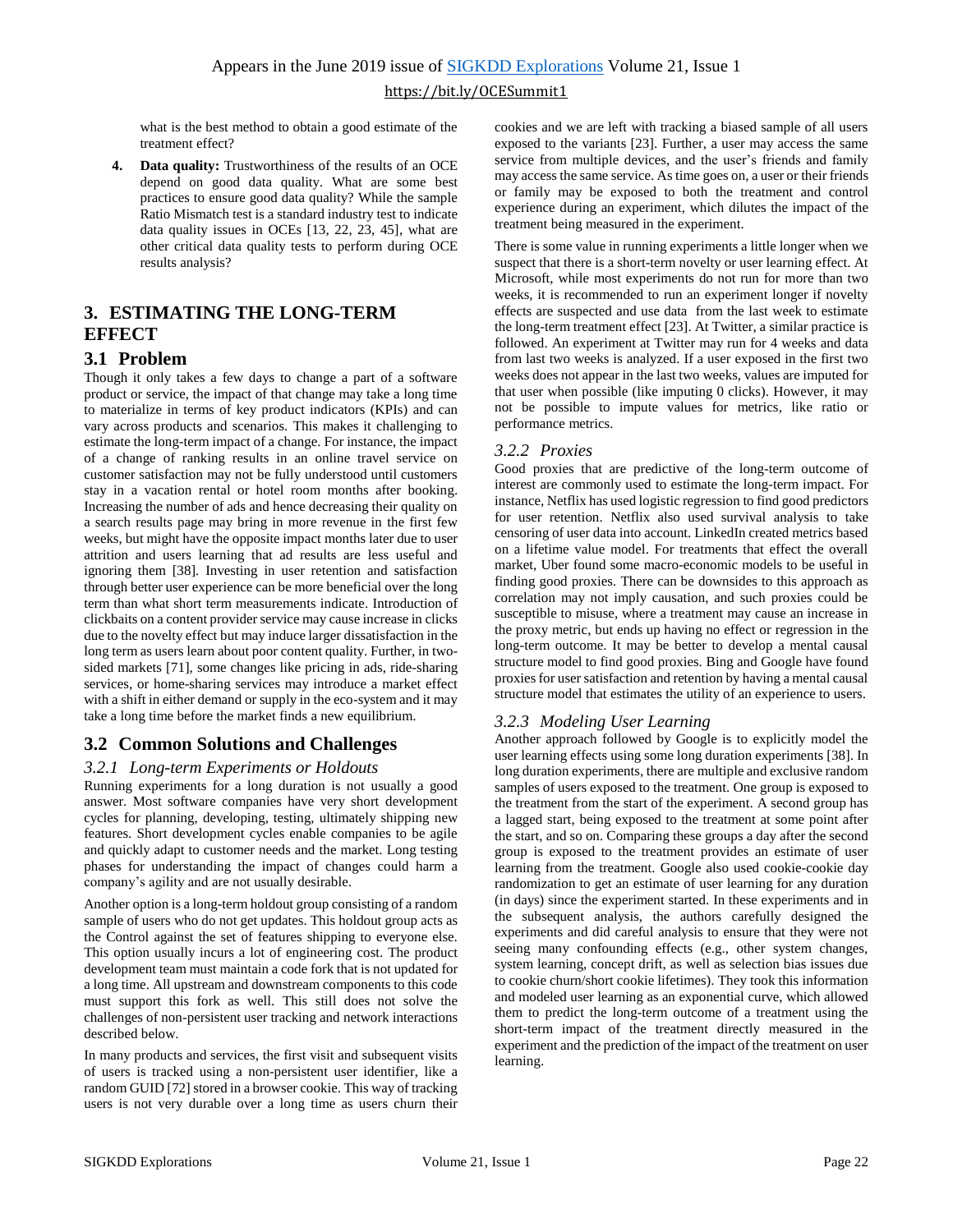what is the best method to obtain a good estimate of the treatment effect?

4. **Data quality:** Trustworthiness of the results of an OCE depend on good data quality. What are some best practices to ensure good data quality? While the sample Ratio Mismatch test is a standard industry test to indicate data quality issues in OCEs [13, 22, 23, 45], what are other critical data quality tests to perform during OCE results analysis?

## 3. ESTIMATING THE LONG-TERM EFFECT

### 3.1 Problem

Though it only takes a few days to change a part of a software product or service, the impact of that change may take a long time to materialize in terms of key product indicators (KPIs) and can vary across products and scenarios. This makes it challenging to estimate the long-term impact of a change. For instance, the impact of a change of ranking results in an online travel service on customer satisfaction may not be fully understood until customers stay in a vacation rental or hotel room months after booking. Increasing the number of ads and hence decreasing their quality on a search results page may bring in more revenue in the first few weeks, but might have the opposite impact months later due to user attrition and users learning that ad results are less useful and ignoring them [38]. Investing in user retention and satisfaction through better user experience can be more beneficial over the long term than what short term measurements indicate. Introduction of clickbaits on a content provider service may cause increase in clicks due to the novelty effect but may induce larger dissatisfaction in the long term as users learn about poor content quality. Further, in two-sided markets [71], some changes like pricing in ads, ride-sharing services, or home-sharing services may introduce a market effect with a shift in either demand or supply in the eco-system and it may take a long time before the market finds a new equilibrium.

### 3.2 Common Solutions and Challenges

#### *3.2.1 Long-term Experiments or Holdouts*

Running experiments for a long duration is not usually a good answer. Most software companies have very short development cycles for planning, developing, testing, ultimately shipping new features. Short development cycles enable companies to be agile and quickly adapt to customer needs and the market. Long testing phases for understanding the impact of changes could harm a company's agility and are not usually desirable.

Another option is a long-term holdout group consisting of a random sample of users who do not get updates. This holdout group acts as the Control against the set of features shipping to everyone else. This option usually incurs a lot of engineering cost. The product development team must maintain a code fork that is not updated for a long time. All upstream and downstream components to this code must support this fork as well. This still does not solve the challenges of non-persistent user tracking and network interactions described below.

In many products and services, the first visit and subsequent visits of users is tracked using a non-persistent user identifier, like a random GUID [72] stored in a browser cookie. This way of tracking users is not very durable over a long time as users churn their cookies and we are left with tracking a biased sample of all users exposed to the variants [23]. Further, a user may access the same service from multiple devices, and the user's friends and family may access the same service. As time goes on, a user or their friends or family may be exposed to both the treatment and control experience during an experiment, which dilutes the impact of the treatment being measured in the experiment.

There is some value in running experiments a little longer when we suspect that there is a short-term novelty or user learning effect. At Microsoft, while most experiments do not run for more than two weeks, it is recommended to run an experiment longer if novelty effects are suspected and use data from the last week to estimate the long-term treatment effect [23]. At Twitter, a similar practice is followed. An experiment at Twitter may run for 4 weeks and data from last two weeks is analyzed. If a user exposed in the first two weeks does not appear in the last two weeks, values are imputed for that user when possible (like imputing 0 clicks). However, it may not be possible to impute values for metrics, like ratio or performance metrics.

#### *3.2.2 Proxies*

Good proxies that are predictive of the long-term outcome of interest are commonly used to estimate the long-term impact. For instance, Netflix has used logistic regression to find good predictors for user retention. Netflix also used survival analysis to take censoring of user data into account. LinkedIn created metrics based on a lifetime value model. For treatments that effect the overall market, Uber found some macro-economic models to be useful in finding good proxies. There can be downsides to this approach as correlation may not imply causation, and such proxies could be susceptible to misuse, where a treatment may cause an increase in the proxy metric, but ends up having no effect or regression in the long-term outcome. It may be better to develop a mental causal structure model to find good proxies. Bing and Google have found proxies for user satisfaction and retention by having a mental causal structure model that estimates the utility of an experience to users.

#### *3.2.3 Modeling User Learning*

Another approach followed by Google is to explicitly model the user learning effects using some long duration experiments [38]. In long duration experiments, there are multiple and exclusive random samples of users exposed to the treatment. One group is exposed to the treatment from the start of the experiment. A second group has a lagged start, being exposed to the treatment at some point after the start, and so on. Comparing these groups a day after the second group is exposed to the treatment provides an estimate of user learning from the treatment. Google also used cookie-cookie day randomization to get an estimate of user learning for any duration (in days) since the experiment started. In these experiments and in the subsequent analysis, the authors carefully designed the experiments and did careful analysis to ensure that they were not seeing many confounding effects (e.g., other system changes, system learning, concept drift, as well as selection bias issues due to cookie churn/short cookie lifetimes). They took this information and modeled user learning as an exponential curve, which allowed them to predict the long-term outcome of a treatment using the short-term impact of the treatment directly measured in the experiment and the prediction of the impact of the treatment on user learning.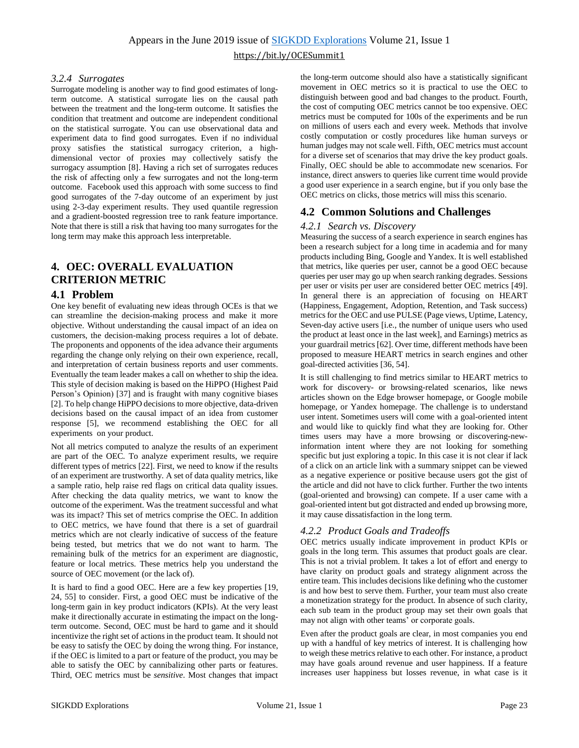#### 3.2.4 *Surrogates*

Surrogate modeling is another way to find good estimates of long-term outcome. A statistical surrogate lies on the causal path between the treatment and the long-term outcome. It satisfies the condition that treatment and outcome are independent conditional on the statistical surrogate. You can use observational data and experiment data to find good surrogates. Even if no individual proxy satisfies the statistical surrogacy criterion, a high-dimensional vector of proxies may collectively satisfy the surrogacy assumption [8]. Having a rich set of surrogates reduces the risk of affecting only a few surrogates and not the long-term outcome. Facebook used this approach with some success to find good surrogates of the 7-day outcome of an experiment by just using 2-3-day experiment results. They used quantile regression and a gradient-boosted regression tree to rank feature importance. Note that there is still a risk that having too many surrogates for the long term may make this approach less interpretable.

## 4. OEC: OVERALL EVALUATION CRITERION METRIC

### 4.1 Problem

One key benefit of evaluating new ideas through OCEs is that we can streamline the decision-making process and make it more objective. Without understanding the causal impact of an idea on customers, the decision-making process requires a lot of debate. The proponents and opponents of the idea advance their arguments regarding the change only relying on their own experience, recall, and interpretation of certain business reports and user comments. Eventually the team leader makes a call on whether to ship the idea. This style of decision making is based on the HiPPO (Highest Paid Person's Opinion) [37] and is fraught with many cognitive biases [2]. To help change HiPPO decisions to more objective, data-driven decisions based on the causal impact of an idea from customer response [5], we recommend establishing the OEC for all experiments on your product.

Not all metrics computed to analyze the results of an experiment are part of the OEC. To analyze experiment results, we require different types of metrics [22]. First, we need to know if the results of an experiment are trustworthy. A set of data quality metrics, like a sample ratio, help raise red flags on critical data quality issues. After checking the data quality metrics, we want to know the outcome of the experiment. Was the treatment successful and what was its impact? This set of metrics comprise the OEC. In addition to OEC metrics, we have found that there is a set of guardrail metrics which are not clearly indicative of success of the feature being tested, but metrics that we do not want to harm. The remaining bulk of the metrics for an experiment are diagnostic, feature or local metrics. These metrics help you understand the source of OEC movement (or the lack of).

It is hard to find a good OEC. Here are a few key properties [19, 24, 55] to consider. First, a good OEC must be indicative of the long-term gain in key product indicators (KPIs). At the very least make it directionally accurate in estimating the impact on the long-term outcome. Second, OEC must be hard to game and it should incentivize the right set of actions in the product team. It should not be easy to satisfy the OEC by doing the wrong thing. For instance, if the OEC is limited to a part or feature of the product, you may be able to satisfy the OEC by cannibalizing other parts or features. Third, OEC metrics must be *sensitive*. Most changes that impact the long-term outcome should also have a statistically significant movement in OEC metrics so it is practical to use the OEC to distinguish between good and bad changes to the product. Fourth, the cost of computing OEC metrics cannot be too expensive. OEC metrics must be computed for 100s of the experiments and be run on millions of users each and every week. Methods that involve costly computation or costly procedures like human surveys or human judges may not scale well. Fifth, OEC metrics must account for a diverse set of scenarios that may drive the key product goals. Finally, OEC should be able to accommodate new scenarios. For instance, direct answers to queries like current time would provide a good user experience in a search engine, but if you only base the OEC metrics on clicks, those metrics will miss this scenario.

### 4.2 Common Solutions and Challenges

#### 4.2.1 *Search vs. Discovery*

Measuring the success of a search experience in search engines has been a research subject for a long time in academia and for many products including Bing, Google and Yandex. It is well established that metrics, like queries per user, cannot be a good OEC because queries per user may go up when search ranking degrades. Sessions per user or visits per user are considered better OEC metrics [49]. In general there is an appreciation of focusing on HEART (Happiness, Engagement, Adoption, Retention, and Task success) metrics for the OEC and use PULSE (Page views, Uptime, Latency, Seven-day active users [i.e., the number of unique users who used the product at least once in the last week], and Earnings) metrics as your guardrail metrics [62]. Over time, different methods have been proposed to measure HEART metrics in search engines and other goal-directed activities [36, 54].

It is still challenging to find metrics similar to HEART metrics to work for discovery- or browsing-related scenarios, like news articles shown on the Edge browser homepage, or Google mobile homepage, or Yandex homepage. The challenge is to understand user intent. Sometimes users will come with a goal-oriented intent and would like to quickly find what they are looking for. Other times users may have a more browsing or discovering-new-information intent where they are not looking for something specific but just exploring a topic. In this case it is not clear if lack of a click on an article link with a summary snippet can be viewed as a negative experience or positive because users got the gist of the article and did not have to click further. Further the two intents (goal-oriented and browsing) can compete. If a user came with a goal-oriented intent but got distracted and ended up browsing more, it may cause dissatisfaction in the long term.

#### 4.2.2 *Product Goals and Tradeoffs*

OEC metrics usually indicate improvement in product KPIs or goals in the long term. This assumes that product goals are clear. This is not a trivial problem. It takes a lot of effort and energy to have clarity on product goals and strategy alignment across the entire team. This includes decisions like defining who the customer is and how best to serve them. Further, your team must also create a monetization strategy for the product. In absence of such clarity, each sub team in the product group may set their own goals that may not align with other teams' or corporate goals.

Even after the product goals are clear, in most companies you end up with a handful of key metrics of interest. It is challenging how to weigh these metrics relative to each other. For instance, a product may have goals around revenue and user happiness. If a feature increases user happiness but losses revenue, in what case is it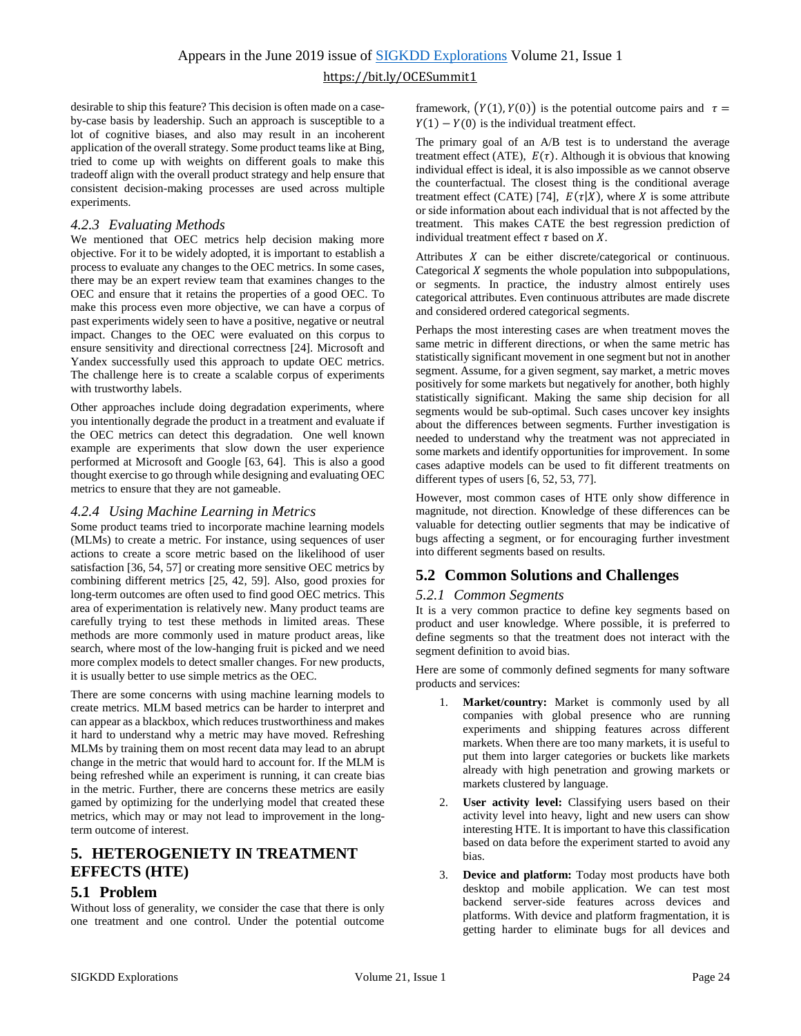desirable to ship this feature? This decision is often made on a case-by-case basis by leadership. Such an approach is susceptible to a lot of cognitive biases, and also may result in an incoherent application of the overall strategy. Some product teams like at Bing, tried to come up with weights on different goals to make this tradeoff align with the overall product strategy and help ensure that consistent decision-making processes are used across multiple experiments.

### 4.2.3 *Evaluating Methods*

We mentioned that OEC metrics help decision making more objective. For it to be widely adopted, it is important to establish a process to evaluate any changes to the OEC metrics. In some cases, there may be an expert review team that examines changes to the OEC and ensure that it retains the properties of a good OEC. To make this process even more objective, we can have a corpus of past experiments widely seen to have a positive, negative or neutral impact. Changes to the OEC were evaluated on this corpus to ensure sensitivity and directional correctness [24]. Microsoft and Yandex successfully used this approach to update OEC metrics. The challenge here is to create a scalable corpus of experiments with trustworthy labels.

Other approaches include doing degradation experiments, where you intentionally degrade the product in a treatment and evaluate if the OEC metrics can detect this degradation. One well known example are experiments that slow down the user experience performed at Microsoft and Google [63, 64]. This is also a good thought exercise to go through while designing and evaluating OEC metrics to ensure that they are not gameable.

### 4.2.4 *Using Machine Learning in Metrics*

Some product teams tried to incorporate machine learning models (MLMs) to create a metric. For instance, using sequences of user actions to create a score metric based on the likelihood of user satisfaction [36, 54, 57] or creating more sensitive OEC metrics by combining different metrics [25, 42, 59]. Also, good proxies for long-term outcomes are often used to find good OEC metrics. This area of experimentation is relatively new. Many product teams are carefully trying to test these methods in limited areas. These methods are more commonly used in mature product areas, like search, where most of the low-hanging fruit is picked and we need more complex models to detect smaller changes. For new products, it is usually better to use simple metrics as the OEC.

There are some concerns with using machine learning models to create metrics. MLM based metrics can be harder to interpret and can appear as a blackbox, which reduces trustworthiness and makes it hard to understand why a metric may have moved. Refreshing MLMs by training them on most recent data may lead to an abrupt change in the metric that would hard to account for. If the MLM is being refreshed while an experiment is running, it can create bias in the metric. Further, there are concerns these metrics are easily gamed by optimizing for the underlying model that created these metrics, which may or may not lead to improvement in the long-term outcome of interest.

# 5. HETEROGENEITY IN TREATMENT EFFECTS (HTE)

## 5.1 Problem

Without loss of generality, we consider the case that there is only one treatment and one control. Under the potential outcome framework, $(Y(1), Y(0))$ is the potential outcome pairs and $\tau = Y(1) - Y(0)$ is the individual treatment effect.

The primary goal of an A/B test is to understand the average treatment effect (ATE), $E(\tau)$. Although it is obvious that knowing individual effect is ideal, it is also impossible as we cannot observe the counterfactual. The closest thing is the conditional average treatment effect (CATE) [74], $E(\tau|X)$, where $X$ is some attribute or side information about each individual that is not affected by the treatment. This makes CATE the best regression prediction of individual treatment effect $\tau$ based on $X$.

Attributes $X$ can be either discrete/categorical or continuous. Categorical $X$ segments the whole population into subpopulations, or segments. In practice, the industry almost entirely uses categorical attributes. Even continuous attributes are made discrete and considered ordered categorical segments.

Perhaps the most interesting cases are when treatment moves the same metric in different directions, or when the same metric has statistically significant movement in one segment but not in another segment. Assume, for a given segment, say market, a metric moves positively for some markets but negatively for another, both highly statistically significant. Making the same ship decision for all segments would be sub-optimal. Such cases uncover key insights about the differences between segments. Further investigation is needed to understand why the treatment was not appreciated in some markets and identify opportunities for improvement. In some cases adaptive models can be used to fit different treatments on different types of users [6, 52, 53, 77].

However, most common cases of HTE only show difference in magnitude, not direction. Knowledge of these differences can be valuable for detecting outlier segments that may be indicative of bugs affecting a segment, or for encouraging further investment into different segments based on results.

## 5.2 Common Solutions and Challenges

### 5.2.1 *Common Segments*

It is a very common practice to define key segments based on product and user knowledge. Where possible, it is preferred to define segments so that the treatment does not interact with the segment definition to avoid bias.

Here are some of commonly defined segments for many software products and services:

1. **Market/country:** Market is commonly used by all companies with global presence who are running experiments and shipping features across different markets. When there are too many markets, it is useful to put them into larger categories or buckets like markets already with high penetration and growing markets or markets clustered by language.
2. **User activity level:** Classifying users based on their activity level into heavy, light and new users can show interesting HTE. It is important to have this classification based on data before the experiment started to avoid any bias.
3. **Device and platform:** Today most products have both desktop and mobile application. We can test most backend server-side features across devices and platforms. With device and platform fragmentation, it is getting harder to eliminate bugs for all devices and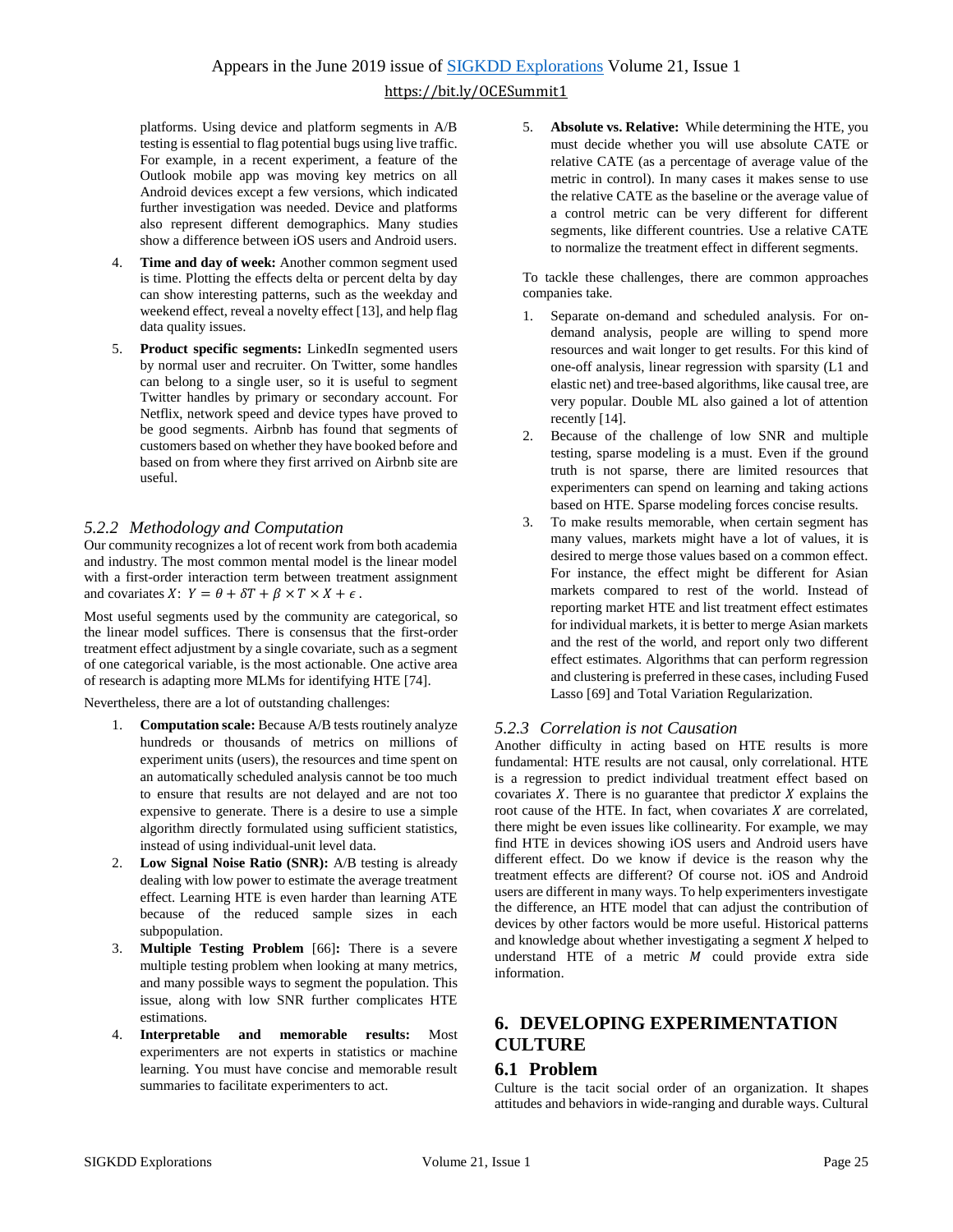platforms. Using device and platform segments in A/B testing is essential to flag potential bugs using live traffic. For example, in a recent experiment, a feature of the Outlook mobile app was moving key metrics on all Android devices except a few versions, which indicated further investigation was needed. Device and platforms also represent different demographics. Many studies show a difference between iOS users and Android users.

4. **Time and day of week:** Another common segment used is time. Plotting the effects delta or percent delta by day can show interesting patterns, such as the weekday and weekend effect, reveal a novelty effect [13], and help flag data quality issues.
5. **Product specific segments:** LinkedIn segmented users by normal user and recruiter. On Twitter, some handles can belong to a single user, so it is useful to segment Twitter handles by primary or secondary account. For Netflix, network speed and device types have proved to be good segments. Airbnb has found that segments of customers based on whether they have booked before and based on from where they first arrived on Airbnb site are useful.

### *5.2.2 Methodology and Computation*

Our community recognizes a lot of recent work from both academia and industry. The most common mental model is the linear model with a first-order interaction term between treatment assignment and covariates $X$: $Y = \theta + \delta T + \beta \times T \times X + \epsilon$.

Most useful segments used by the community are categorical, so the linear model suffices. There is consensus that the first-order treatment effect adjustment by a single covariate, such as a segment of one categorical variable, is the most actionable. One active area of research is adapting more MLMs for identifying HTE [74].

Nevertheless, there are a lot of outstanding challenges:

1. **Computation scale:** Because A/B tests routinely analyze hundreds or thousands of metrics on millions of experiment units (users), the resources and time spent on an automatically scheduled analysis cannot be too much to ensure that results are not delayed and are not too expensive to generate. There is a desire to use a simple algorithm directly formulated using sufficient statistics, instead of using individual-unit level data.
2. **Low Signal Noise Ratio (SNR):** A/B testing is already dealing with low power to estimate the average treatment effect. Learning HTE is even harder than learning ATE because of the reduced sample sizes in each subpopulation.
3. **Multiple Testing Problem** [66]**:** There is a severe multiple testing problem when looking at many metrics, and many possible ways to segment the population. This issue, along with low SNR further complicates HTE estimations.
4. **Interpretable and memorable results:** Most experimenters are not experts in statistics or machine learning. You must have concise and memorable result summaries to facilitate experimenters to act.
5. **Absolute vs. Relative:** While determining the HTE, you must decide whether you will use absolute CATE or relative CATE (as a percentage of average value of the metric in control). In many cases it makes sense to use the relative CATE as the baseline or the average value of a control metric can be very different for different segments, like different countries. Use a relative CATE to normalize the treatment effect in different segments.

To tackle these challenges, there are common approaches companies take.

1. Separate on-demand and scheduled analysis. For on-demand analysis, people are willing to spend more resources and wait longer to get results. For this kind of one-off analysis, linear regression with sparsity (L1 and elastic net) and tree-based algorithms, like causal tree, are very popular. Double ML also gained a lot of attention recently [14].
2. Because of the challenge of low SNR and multiple testing, sparse modeling is a must. Even if the ground truth is not sparse, there are limited resources that experimenters can spend on learning and taking actions based on HTE. Sparse modeling forces concise results.
3. To make results memorable, when certain segment has many values, markets might have a lot of values, it is desired to merge those values based on a common effect. For instance, the effect might be different for Asian markets compared to rest of the world. Instead of reporting market HTE and list treatment effect estimates for individual markets, it is better to merge Asian markets and the rest of the world, and report only two different effect estimates. Algorithms that can perform regression and clustering is preferred in these cases, including Fused Lasso [69] and Total Variation Regularization.

### *5.2.3 Correlation is not Causation*

Another difficulty in acting based on HTE results is more fundamental: HTE results are not causal, only correlational. HTE is a regression to predict individual treatment effect based on covariates $X$. There is no guarantee that predictor $X$ explains the root cause of the HTE. In fact, when covariates $X$ are correlated, there might be even issues like collinearity. For example, we may find HTE in devices showing iOS users and Android users have different effect. Do we know if device is the reason why the treatment effects are different? Of course not. iOS and Android users are different in many ways. To help experimenters investigate the difference, an HTE model that can adjust the contribution of devices by other factors would be more useful. Historical patterns and knowledge about whether investigating a segment $X$ helped to understand HTE of a metric $M$ could provide extra side information.

## 6. DEVELOPING EXPERIMENTATION CULTURE

### 6.1 Problem

Culture is the tacit social order of an organization. It shapes attitudes and behaviors in wide-ranging and durable ways. Cultural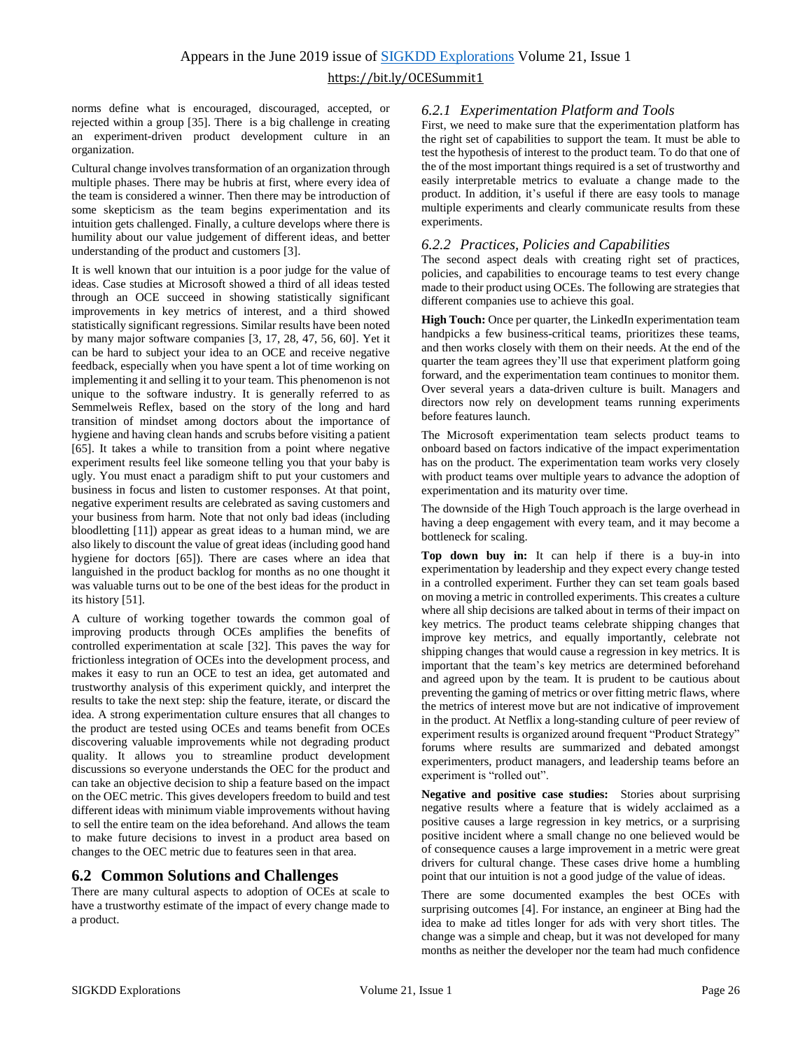norms define what is encouraged, discouraged, accepted, or rejected within a group [35]. There is a big challenge in creating an experiment-driven product development culture in an organization.

Cultural change involves transformation of an organization through multiple phases. There may be hubris at first, where every idea of the team is considered a winner. Then there may be introduction of some skepticism as the team begins experimentation and its intuition gets challenged. Finally, a culture develops where there is humility about our value judgement of different ideas, and better understanding of the product and customers [3].

It is well known that our intuition is a poor judge for the value of ideas. Case studies at Microsoft showed a third of all ideas tested through an OCE succeed in showing statistically significant improvements in key metrics of interest, and a third showed statistically significant regressions. Similar results have been noted by many major software companies [3, 17, 28, 47, 56, 60]. Yet it can be hard to subject your idea to an OCE and receive negative feedback, especially when you have spent a lot of time working on implementing it and selling it to your team. This phenomenon is not unique to the software industry. It is generally referred to as Semmelweis Reflex, based on the story of the long and hard transition of mindset among doctors about the importance of hygiene and having clean hands and scrubs before visiting a patient [65]. It takes a while to transition from a point where negative experiment results feel like someone telling you that your baby is ugly. You must enact a paradigm shift to put your customers and business in focus and listen to customer responses. At that point, negative experiment results are celebrated as saving customers and your business from harm. Note that not only bad ideas (including bloodletting [11]) appear as great ideas to a human mind, we are also likely to discount the value of great ideas (including good hand hygiene for doctors [65]). There are cases where an idea that languished in the product backlog for months as no one thought it was valuable turns out to be one of the best ideas for the product in its history [51].

A culture of working together towards the common goal of improving products through OCEs amplifies the benefits of controlled experimentation at scale [32]. This paves the way for frictionless integration of OCEs into the development process, and makes it easy to run an OCE to test an idea, get automated and trustworthy analysis of this experiment quickly, and interpret the results to take the next step: ship the feature, iterate, or discard the idea. A strong experimentation culture ensures that all changes to the product are tested using OCEs and teams benefit from OCEs discovering valuable improvements while not degrading product quality. It allows you to streamline product development discussions so everyone understands the OEC for the product and can take an objective decision to ship a feature based on the impact on the OEC metric. This gives developers freedom to build and test different ideas with minimum viable improvements without having to sell the entire team on the idea beforehand. And allows the team to make future decisions to invest in a product area based on changes to the OEC metric due to features seen in that area.

## 6.2 Common Solutions and Challenges

There are many cultural aspects to adoption of OCEs at scale to have a trustworthy estimate of the impact of every change made to a product.

### *6.2.1 Experimentation Platform and Tools*

First, we need to make sure that the experimentation platform has the right set of capabilities to support the team. It must be able to test the hypothesis of interest to the product team. To do that one of the of the most important things required is a set of trustworthy and easily interpretable metrics to evaluate a change made to the product. In addition, it's useful if there are easy tools to manage multiple experiments and clearly communicate results from these experiments.

### *6.2.2 Practices, Policies and Capabilities*

The second aspect deals with creating right set of practices, policies, and capabilities to encourage teams to test every change made to their product using OCEs. The following are strategies that different companies use to achieve this goal.

**High Touch:** Once per quarter, the LinkedIn experimentation team handpicks a few business-critical teams, prioritizes these teams, and then works closely with them on their needs. At the end of the quarter the team agrees they'll use that experiment platform going forward, and the experimentation team continues to monitor them. Over several years a data-driven culture is built. Managers and directors now rely on development teams running experiments before features launch.

The Microsoft experimentation team selects product teams to onboard based on factors indicative of the impact experimentation has on the product. The experimentation team works very closely with product teams over multiple years to advance the adoption of experimentation and its maturity over time.

The downside of the High Touch approach is the large overhead in having a deep engagement with every team, and it may become a bottleneck for scaling.

**Top down buy in:** It can help if there is a buy-in into experimentation by leadership and they expect every change tested in a controlled experiment. Further they can set team goals based on moving a metric in controlled experiments. This creates a culture where all ship decisions are talked about in terms of their impact on key metrics. The product teams celebrate shipping changes that improve key metrics, and equally importantly, celebrate not shipping changes that would cause a regression in key metrics. It is important that the team's key metrics are determined beforehand and agreed upon by the team. It is prudent to be cautious about preventing the gaming of metrics or over fitting metric flaws, where the metrics of interest move but are not indicative of improvement in the product. At Netflix a long-standing culture of peer review of experiment results is organized around frequent "Product Strategy" forums where results are summarized and debated amongst experimenters, product managers, and leadership teams before an experiment is "rolled out".

**Negative and positive case studies:** Stories about surprising negative results where a feature that is widely acclaimed as a positive causes a large regression in key metrics, or a surprising positive incident where a small change no one believed would be of consequence causes a large improvement in a metric were great drivers for cultural change. These cases drive home a humbling point that our intuition is not a good judge of the value of ideas.

There are some documented examples the best OCEs with surprising outcomes [4]. For instance, an engineer at Bing had the idea to make ad titles longer for ads with very short titles. The change was a simple and cheap, but it was not developed for many months as neither the developer nor the team had much confidence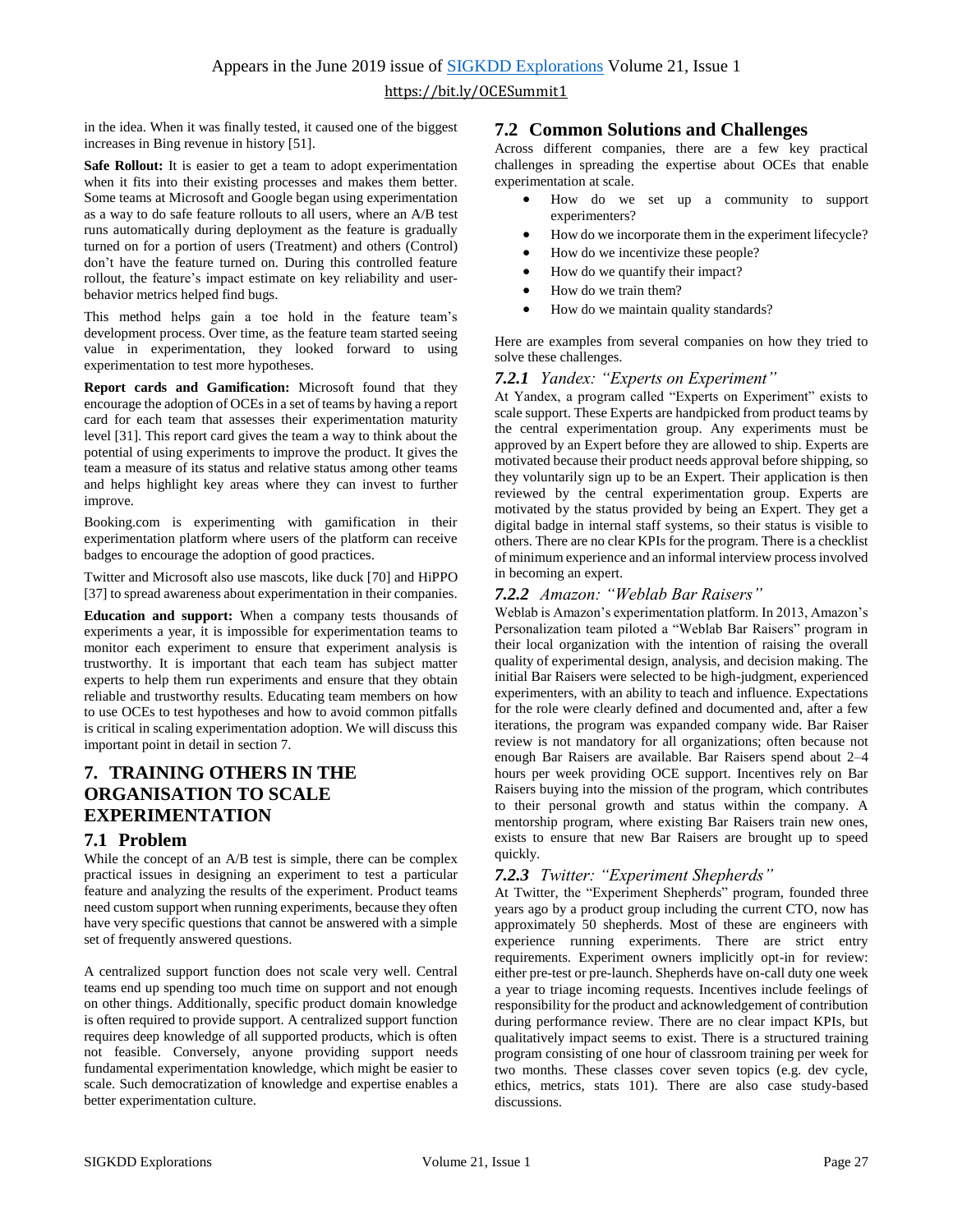in the idea. When it was finally tested, it caused one of the biggest increases in Bing revenue in history [51].

**Safe Rollout:** It is easier to get a team to adopt experimentation when it fits into their existing processes and makes them better. Some teams at Microsoft and Google began using experimentation as a way to do safe feature rollouts to all users, where an A/B test runs automatically during deployment as the feature is gradually turned on for a portion of users (Treatment) and others (Control) don't have the feature turned on. During this controlled feature rollout, the feature's impact estimate on key reliability and user-behavior metrics helped find bugs.

This method helps gain a toe hold in the feature team's development process. Over time, as the feature team started seeing value in experimentation, they looked forward to using experimentation to test more hypotheses.

**Report cards and Gamification:** Microsoft found that they encourage the adoption of OCEs in a set of teams by having a report card for each team that assesses their experimentation maturity level [31]. This report card gives the team a way to think about the potential of using experiments to improve the product. It gives the team a measure of its status and relative status among other teams and helps highlight key areas where they can invest to further improve.

Booking.com is experimenting with gamification in their experimentation platform where users of the platform can receive badges to encourage the adoption of good practices.

Twitter and Microsoft also use mascots, like duck [70] and HiPPO [37] to spread awareness about experimentation in their companies.

**Education and support:** When a company tests thousands of experiments a year, it is impossible for experimentation teams to monitor each experiment to ensure that experiment analysis is trustworthy. It is important that each team has subject matter experts to help them run experiments and ensure that they obtain reliable and trustworthy results. Educating team members on how to use OCEs to test hypotheses and how to avoid common pitfalls is critical in scaling experimentation adoption. We will discuss this important point in detail in section 7.

## 7. TRAINING OTHERS IN THE ORGANISATION TO SCALE EXPERIMENTATION

### 7.1 Problem

While the concept of an A/B test is simple, there can be complex practical issues in designing an experiment to test a particular feature and analyzing the results of the experiment. Product teams need custom support when running experiments, because they often have very specific questions that cannot be answered with a simple set of frequently answered questions.

A centralized support function does not scale very well. Central teams end up spending too much time on support and not enough on other things. Additionally, specific product domain knowledge is often required to provide support. A centralized support function requires deep knowledge of all supported products, which is often not feasible. Conversely, anyone providing support needs fundamental experimentation knowledge, which might be easier to scale. Such democratization of knowledge and expertise enables a better experimentation culture.

### 7.2 Common Solutions and Challenges

Across different companies, there are a few key practical challenges in spreading the expertise about OCEs that enable experimentation at scale.

- How do we set up a community to support experimenters?
- How do we incorporate them in the experiment lifecycle?
- How do we incentivize these people?
- How do we quantify their impact?
- How do we train them?
- How do we maintain quality standards?

Here are examples from several companies on how they tried to solve these challenges.

#### *7.2.1 Yandex: "Experts on Experiment"*

At Yandex, a program called "Experts on Experiment" exists to scale support. These Experts are handpicked from product teams by the central experimentation group. Any experiments must be approved by an Expert before they are allowed to ship. Experts are motivated because their product needs approval before shipping, so they voluntarily sign up to be an Expert. Their application is then reviewed by the central experimentation group. Experts are motivated by the status provided by being an Expert. They get a digital badge in internal staff systems, so their status is visible to others. There are no clear KPIs for the program. There is a checklist of minimum experience and an informal interview process involved in becoming an expert.

#### *7.2.2 Amazon: "Weblab Bar Raisers"*

Weblab is Amazon's experimentation platform. In 2013, Amazon's Personalization team piloted a "Weblab Bar Raisers" program in their local organization with the intention of raising the overall quality of experimental design, analysis, and decision making. The initial Bar Raisers were selected to be high-judgment, experienced experimenters, with an ability to teach and influence. Expectations for the role were clearly defined and documented and, after a few iterations, the program was expanded company wide. Bar Raiser review is not mandatory for all organizations; often because not enough Bar Raisers are available. Bar Raisers spend about 2–4 hours per week providing OCE support. Incentives rely on Bar Raisers buying into the mission of the program, which contributes to their personal growth and status within the company. A mentorship program, where existing Bar Raisers train new ones, exists to ensure that new Bar Raisers are brought up to speed quickly.

#### *7.2.3 Twitter: "Experiment Shepherds"*

At Twitter, the "Experiment Shepherds" program, founded three years ago by a product group including the current CTO, now has approximately 50 shepherds. Most of these are engineers with experience running experiments. There are strict entry requirements. Experiment owners implicitly opt-in for review: either pre-test or pre-launch. Shepherds have on-call duty one week a year to triage incoming requests. Incentives include feelings of responsibility for the product and acknowledgement of contribution during performance review. There are no clear impact KPIs, but qualitatively impact seems to exist. There is a structured training program consisting of one hour of classroom training per week for two months. These classes cover seven topics (e.g. dev cycle, ethics, metrics, stats 101). There are also case study-based discussions.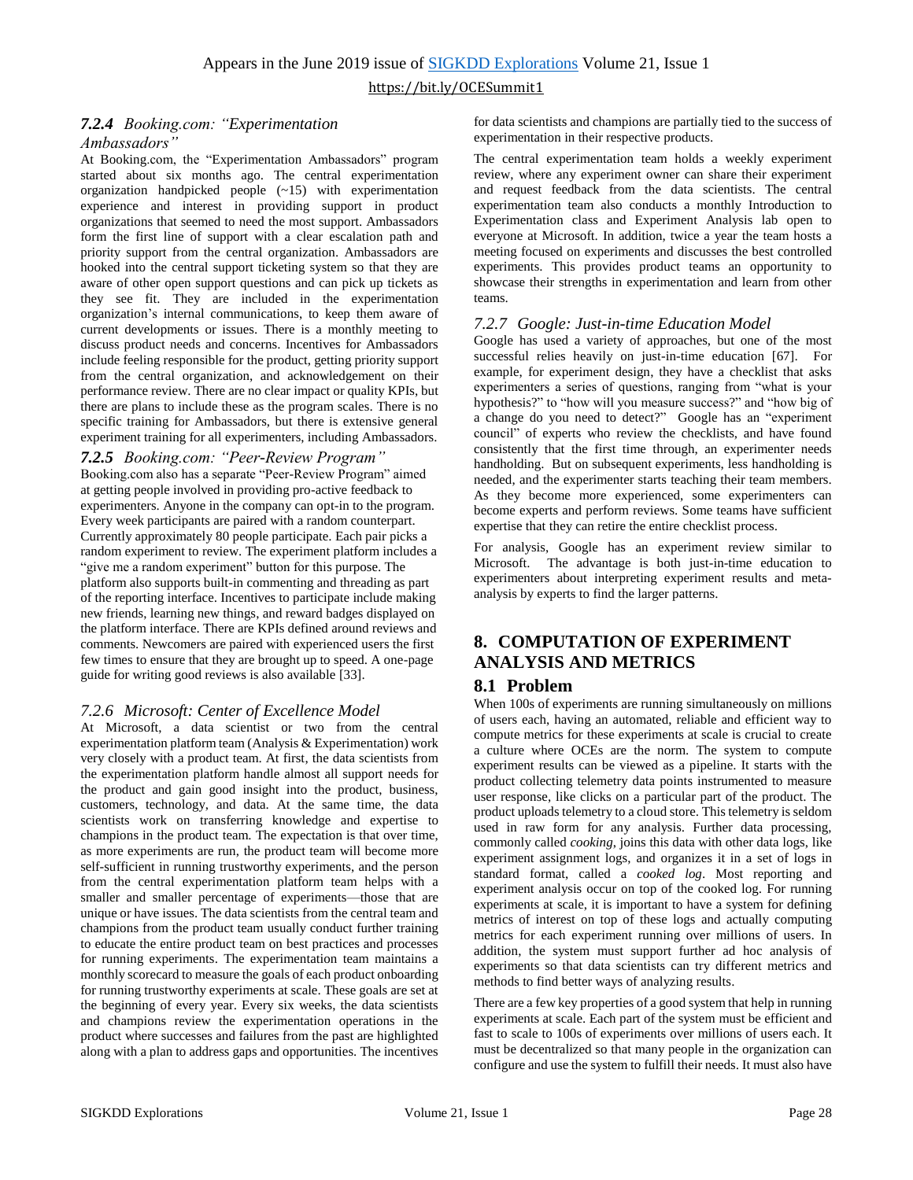#### 7.2.4 *Booking.com: "Experimentation Ambassadors"*

At Booking.com, the "Experimentation Ambassadors" program started about six months ago. The central experimentation organization handpicked people (~15) with experimentation experience and interest in providing support in product organizations that seemed to need the most support. Ambassadors form the first line of support with a clear escalation path and priority support from the central organization. Ambassadors are hooked into the central support ticketing system so that they are aware of other open support questions and can pick up tickets as they see fit. They are included in the experimentation organization's internal communications, to keep them aware of current developments or issues. There is a monthly meeting to discuss product needs and concerns. Incentives for Ambassadors include feeling responsible for the product, getting priority support from the central organization, and acknowledgement on their performance review. There are no clear impact or quality KPIs, but there are plans to include these as the program scales. There is no specific training for Ambassadors, but there is extensive general experiment training for all experimenters, including Ambassadors.

#### 7.2.5 *Booking.com: "Peer-Review Program"*

Booking.com also has a separate "Peer-Review Program" aimed at getting people involved in providing pro-active feedback to experimenters. Anyone in the company can opt-in to the program. Every week participants are paired with a random counterpart. Currently approximately 80 people participate. Each pair picks a random experiment to review. The experiment platform includes a "give me a random experiment" button for this purpose. The platform also supports built-in commenting and threading as part of the reporting interface. Incentives to participate include making new friends, learning new things, and reward badges displayed on the platform interface. There are KPIs defined around reviews and comments. Newcomers are paired with experienced users the first few times to ensure that they are brought up to speed. A one-page guide for writing good reviews is also available [33].

#### 7.2.6 *Microsoft: Center of Excellence Model*

At Microsoft, a data scientist or two from the central experimentation platform team (Analysis & Experimentation) work very closely with a product team. At first, the data scientists from the experimentation platform handle almost all support needs for the product and gain good insight into the product, business, customers, technology, and data. At the same time, the data scientists work on transferring knowledge and expertise to champions in the product team. The expectation is that over time, as more experiments are run, the product team will become more self-sufficient in running trustworthy experiments, and the person from the central experimentation platform team helps with a smaller and smaller percentage of experiments—those that are unique or have issues. The data scientists from the central team and champions from the product team usually conduct further training to educate the entire product team on best practices and processes for running experiments. The experimentation team maintains a monthly scorecard to measure the goals of each product onboarding for running trustworthy experiments at scale. These goals are set at the beginning of every year. Every six weeks, the data scientists and champions review the experimentation operations in the product where successes and failures from the past are highlighted along with a plan to address gaps and opportunities. The incentives for data scientists and champions are partially tied to the success of experimentation in their respective products.

The central experimentation team holds a weekly experiment review, where any experiment owner can share their experiment and request feedback from the data scientists. The central experimentation team also conducts a monthly Introduction to Experimentation class and Experiment Analysis lab open to everyone at Microsoft. In addition, twice a year the team hosts a meeting focused on experiments and discusses the best controlled experiments. This provides product teams an opportunity to showcase their strengths in experimentation and learn from other teams.

#### 7.2.7 *Google: Just-in-time Education Model*

Google has used a variety of approaches, but one of the most successful relies heavily on just-in-time education [67]. For example, for experiment design, they have a checklist that asks experimenters a series of questions, ranging from "what is your hypothesis?" to "how will you measure success?" and "how big of a change do you need to detect?" Google has an "experiment council" of experts who review the checklists, and have found consistently that the first time through, an experimenter needs handholding. But on subsequent experiments, less handholding is needed, and the experimenter starts teaching their team members. As they become more experienced, some experimenters can become experts and perform reviews. Some teams have sufficient expertise that they can retire the entire checklist process.

For analysis, Google has an experiment review similar to Microsoft. The advantage is both just-in-time education to experimenters about interpreting experiment results and meta-analysis by experts to find the larger patterns.

## 8. COMPUTATION OF EXPERIMENT ANALYSIS AND METRICS

### 8.1 Problem

When 100s of experiments are running simultaneously on millions of users each, having an automated, reliable and efficient way to compute metrics for these experiments at scale is crucial to create a culture where OCEs are the norm. The system to compute experiment results can be viewed as a pipeline. It starts with the product collecting telemetry data points instrumented to measure user response, like clicks on a particular part of the product. The product uploads telemetry to a cloud store. This telemetry is seldom used in raw form for any analysis. Further data processing, commonly called *cooking*, joins this data with other data logs, like experiment assignment logs, and organizes it in a set of logs in standard format, called a *cooked log*. Most reporting and experiment analysis occur on top of the cooked log. For running experiments at scale, it is important to have a system for defining metrics of interest on top of these logs and actually computing metrics for each experiment running over millions of users. In addition, the system must support further ad hoc analysis of experiments so that data scientists can try different metrics and methods to find better ways of analyzing results.

There are a few key properties of a good system that help in running experiments at scale. Each part of the system must be efficient and fast to scale to 100s of experiments over millions of users each. It must be decentralized so that many people in the organization can configure and use the system to fulfill their needs. It must also have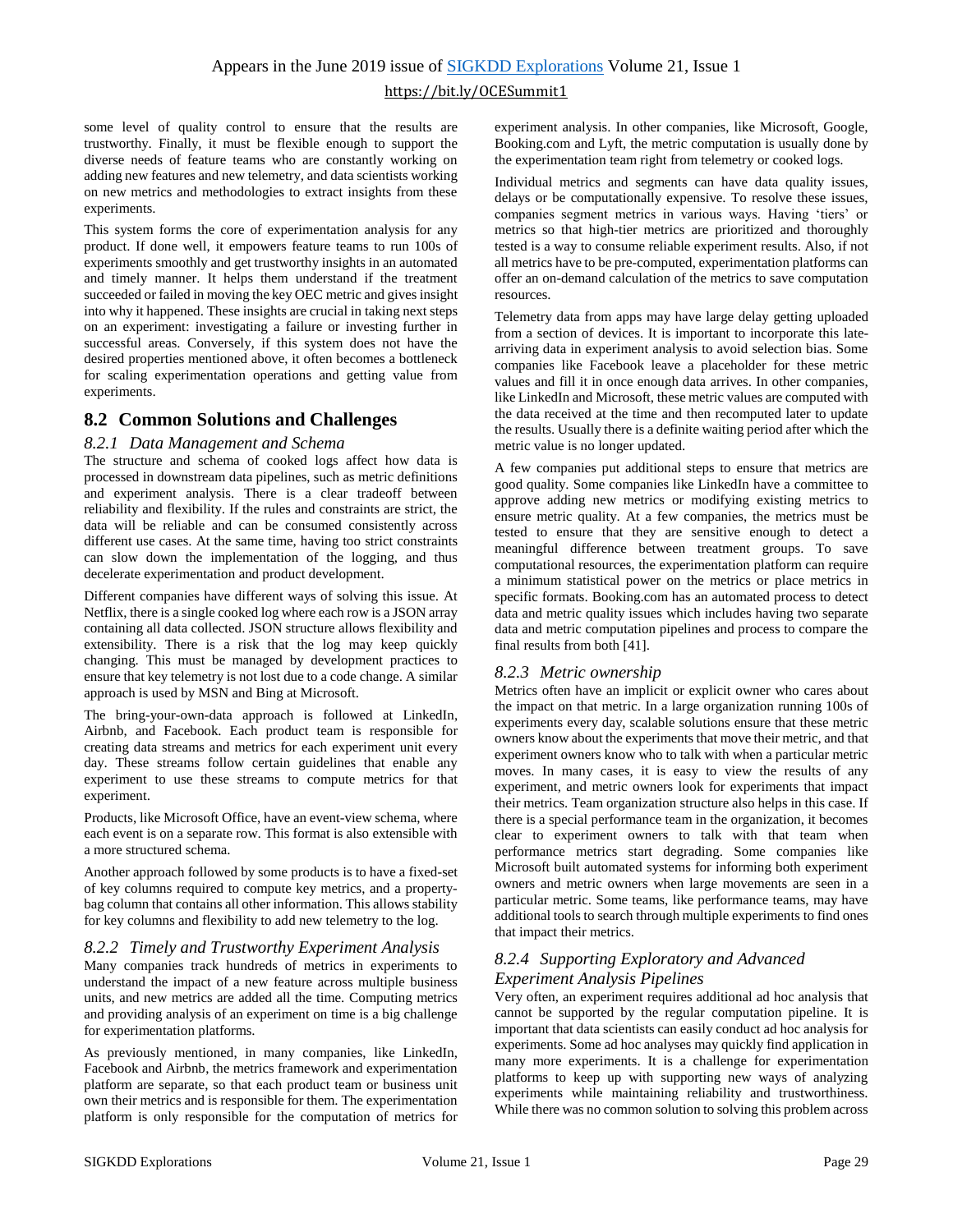some level of quality control to ensure that the results are trustworthy. Finally, it must be flexible enough to support the diverse needs of feature teams who are constantly working on adding new features and new telemetry, and data scientists working on new metrics and methodologies to extract insights from these experiments.

This system forms the core of experimentation analysis for any product. If done well, it empowers feature teams to run 100s of experiments smoothly and get trustworthy insights in an automated and timely manner. It helps them understand if the treatment succeeded or failed in moving the key OEC metric and gives insight into why it happened. These insights are crucial in taking next steps on an experiment: investigating a failure or investing further in successful areas. Conversely, if this system does not have the desired properties mentioned above, it often becomes a bottleneck for scaling experimentation operations and getting value from experiments.

## 8.2 Common Solutions and Challenges

### *8.2.1 Data Management and Schema*

The structure and schema of cooked logs affect how data is processed in downstream data pipelines, such as metric definitions and experiment analysis. There is a clear tradeoff between reliability and flexibility. If the rules and constraints are strict, the data will be reliable and can be consumed consistently across different use cases. At the same time, having too strict constraints can slow down the implementation of the logging, and thus decelerate experimentation and product development.

Different companies have different ways of solving this issue. At Netflix, there is a single cooked log where each row is a JSON array containing all data collected. JSON structure allows flexibility and extensibility. There is a risk that the log may keep quickly changing. This must be managed by development practices to ensure that key telemetry is not lost due to a code change. A similar approach is used by MSN and Bing at Microsoft.

The bring-your-own-data approach is followed at LinkedIn, Airbnb, and Facebook. Each product team is responsible for creating data streams and metrics for each experiment unit every day. These streams follow certain guidelines that enable any experiment to use these streams to compute metrics for that experiment.

Products, like Microsoft Office, have an event-view schema, where each event is on a separate row. This format is also extensible with a more structured schema.

Another approach followed by some products is to have a fixed-set of key columns required to compute key metrics, and a property-bag column that contains all other information. This allows stability for key columns and flexibility to add new telemetry to the log.

### *8.2.2 Timely and Trustworthy Experiment Analysis*

Many companies track hundreds of metrics in experiments to understand the impact of a new feature across multiple business units, and new metrics are added all the time. Computing metrics and providing analysis of an experiment on time is a big challenge for experimentation platforms.

As previously mentioned, in many companies, like LinkedIn, Facebook and Airbnb, the metrics framework and experimentation platform are separate, so that each product team or business unit own their metrics and is responsible for them. The experimentation platform is only responsible for the computation of metrics for experiment analysis. In other companies, like Microsoft, Google, Booking.com and Lyft, the metric computation is usually done by the experimentation team right from telemetry or cooked logs.

Individual metrics and segments can have data quality issues, delays or be computationally expensive. To resolve these issues, companies segment metrics in various ways. Having 'tiers' or metrics so that high-tier metrics are prioritized and thoroughly tested is a way to consume reliable experiment results. Also, if not all metrics have to be pre-computed, experimentation platforms can offer an on-demand calculation of the metrics to save computation resources.

Telemetry data from apps may have large delay getting uploaded from a section of devices. It is important to incorporate this late-arriving data in experiment analysis to avoid selection bias. Some companies like Facebook leave a placeholder for these metric values and fill it in once enough data arrives. In other companies, like LinkedIn and Microsoft, these metric values are computed with the data received at the time and then recomputed later to update the results. Usually there is a definite waiting period after which the metric value is no longer updated.

A few companies put additional steps to ensure that metrics are good quality. Some companies like LinkedIn have a committee to approve adding new metrics or modifying existing metrics to ensure metric quality. At a few companies, the metrics must be tested to ensure that they are sensitive enough to detect a meaningful difference between treatment groups. To save computational resources, the experimentation platform can require a minimum statistical power on the metrics or place metrics in specific formats. Booking.com has an automated process to detect data and metric quality issues which includes having two separate data and metric computation pipelines and process to compare the final results from both [41].

### *8.2.3 Metric ownership*

Metrics often have an implicit or explicit owner who cares about the impact on that metric. In a large organization running 100s of experiments every day, scalable solutions ensure that these metric owners know about the experiments that move their metric, and that experiment owners know who to talk with when a particular metric moves. In many cases, it is easy to view the results of any experiment, and metric owners look for experiments that impact their metrics. Team organization structure also helps in this case. If there is a special performance team in the organization, it becomes clear to experiment owners to talk with that team when performance metrics start degrading. Some companies like Microsoft built automated systems for informing both experiment owners and metric owners when large movements are seen in a particular metric. Some teams, like performance teams, may have additional tools to search through multiple experiments to find ones that impact their metrics.

### *8.2.4 Supporting Exploratory and Advanced Experiment Analysis Pipelines*

Very often, an experiment requires additional ad hoc analysis that cannot be supported by the regular computation pipeline. It is important that data scientists can easily conduct ad hoc analysis for experiments. Some ad hoc analyses may quickly find application in many more experiments. It is a challenge for experimentation platforms to keep up with supporting new ways of analyzing experiments while maintaining reliability and trustworthiness. While there was no common solution to solving this problem across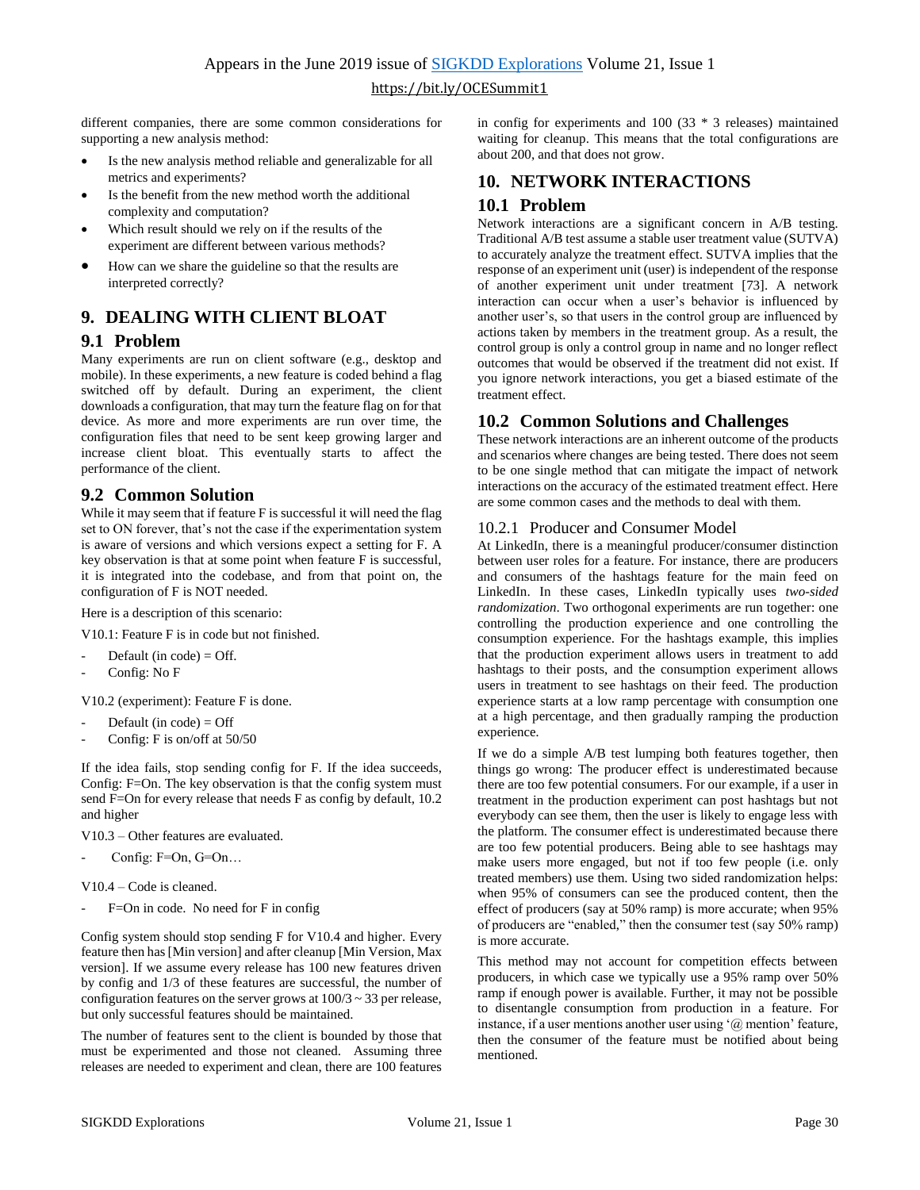different companies, there are some common considerations for supporting a new analysis method:

- Is the new analysis method reliable and generalizable for all metrics and experiments?
- Is the benefit from the new method worth the additional complexity and computation?
- Which result should we rely on if the results of the experiment are different between various methods?
- How can we share the guideline so that the results are interpreted correctly?

# 9. DEALING WITH CLIENT BLOAT

## 9.1 Problem

Many experiments are run on client software (e.g., desktop and mobile). In these experiments, a new feature is coded behind a flag switched off by default. During an experiment, the client downloads a configuration, that may turn the feature flag on for that device. As more and more experiments are run over time, the configuration files that need to be sent keep growing larger and increase client bloat. This eventually starts to affect the performance of the client.

## 9.2 Common Solution

While it may seem that if feature F is successful it will need the flag set to ON forever, that's not the case if the experimentation system is aware of versions and which versions expect a setting for F. A key observation is that at some point when feature F is successful, it is integrated into the codebase, and from that point on, the configuration of F is NOT needed.

Here is a description of this scenario:

V10.1: Feature F is in code but not finished.

- Default (in code) = Off.
- Config: No F

V10.2 (experiment): Feature F is done.

- Default (in code) = Off
- Config: F is on/off at 50/50

If the idea fails, stop sending config for F. If the idea succeeds, Config: F=On. The key observation is that the config system must send F=On for every release that needs F as config by default, 10.2 and higher

V10.3 – Other features are evaluated.

- Config: F=On, G=On…

V10.4 – Code is cleaned.

- F=On in code. No need for F in config

Config system should stop sending F for V10.4 and higher. Every feature then has [Min version] and after cleanup [Min Version, Max version]. If we assume every release has 100 new features driven by config and 1/3 of these features are successful, the number of configuration features on the server grows at 100/3 ~ 33 per release, but only successful features should be maintained.

The number of features sent to the client is bounded by those that must be experimented and those not cleaned. Assuming three releases are needed to experiment and clean, there are 100 features in config for experiments and 100 (33 * 3 releases) maintained waiting for cleanup. This means that the total configurations are about 200, and that does not grow.

# 10. NETWORK INTERACTIONS

## 10.1 Problem

Network interactions are a significant concern in A/B testing. Traditional A/B test assume a stable user treatment value (SUTVA) to accurately analyze the treatment effect. SUTVA implies that the response of an experiment unit (user) is independent of the response of another experiment unit under treatment [73]. A network interaction can occur when a user's behavior is influenced by another user's, so that users in the control group are influenced by actions taken by members in the treatment group. As a result, the control group is only a control group in name and no longer reflect outcomes that would be observed if the treatment did not exist. If you ignore network interactions, you get a biased estimate of the treatment effect.

## 10.2 Common Solutions and Challenges

These network interactions are an inherent outcome of the products and scenarios where changes are being tested. There does not seem to be one single method that can mitigate the impact of network interactions on the accuracy of the estimated treatment effect. Here are some common cases and the methods to deal with them.

### 10.2.1 Producer and Consumer Model

At LinkedIn, there is a meaningful producer/consumer distinction between user roles for a feature. For instance, there are producers and consumers of the hashtags feature for the main feed on LinkedIn. In these cases, LinkedIn typically uses *two-sided randomization*. Two orthogonal experiments are run together: one controlling the production experience and one controlling the consumption experience. For the hashtags example, this implies that the production experiment allows users in treatment to add hashtags to their posts, and the consumption experiment allows users in treatment to see hashtags on their feed. The production experience starts at a low ramp percentage with consumption one at a high percentage, and then gradually ramping the production experience.

If we do a simple A/B test lumping both features together, then things go wrong: The producer effect is underestimated because there are too few potential consumers. For our example, if a user in treatment in the production experiment can post hashtags but not everybody can see them, then the user is likely to engage less with the platform. The consumer effect is underestimated because there are too few potential producers. Being able to see hashtags may make users more engaged, but not if too few people (i.e. only treated members) use them. Using two sided randomization helps: when 95% of consumers can see the produced content, then the effect of producers (say at 50% ramp) is more accurate; when 95% of producers are "enabled," then the consumer test (say 50% ramp) is more accurate.

This method may not account for competition effects between producers, in which case we typically use a 95% ramp over 50% ramp if enough power is available. Further, it may not be possible to disentangle consumption from production in a feature. For instance, if a user mentions another user using '@ mention' feature, then the consumer of the feature must be notified about being mentioned.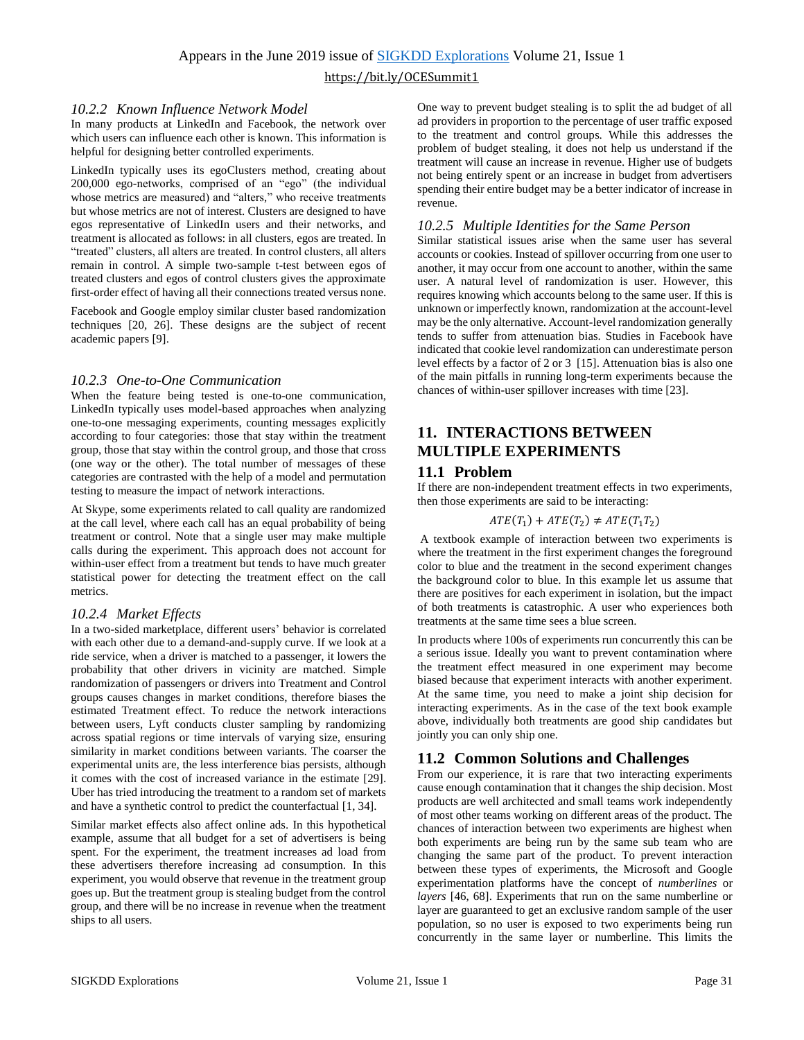#### 10.2.2 Known Influence Network Model

In many products at LinkedIn and Facebook, the network over which users can influence each other is known. This information is helpful for designing better controlled experiments.

LinkedIn typically uses its egoClusters method, creating about 200,000 ego-networks, comprised of an "ego" (the individual whose metrics are measured) and "alters," who receive treatments but whose metrics are not of interest. Clusters are designed to have egos representative of LinkedIn users and their networks, and treatment is allocated as follows: in all clusters, egos are treated. In "treated" clusters, all alters are treated. In control clusters, all alters remain in control. A simple two-sample t-test between egos of treated clusters and egos of control clusters gives the approximate first-order effect of having all their connections treated versus none.

Facebook and Google employ similar cluster based randomization techniques [20, 26]. These designs are the subject of recent academic papers [9].

#### 10.2.3 One-to-One Communication

When the feature being tested is one-to-one communication, LinkedIn typically uses model-based approaches when analyzing one-to-one messaging experiments, counting messages explicitly according to four categories: those that stay within the treatment group, those that stay within the control group, and those that cross (one way or the other). The total number of messages of these categories are contrasted with the help of a model and permutation testing to measure the impact of network interactions.

At Skype, some experiments related to call quality are randomized at the call level, where each call has an equal probability of being treatment or control. Note that a single user may make multiple calls during the experiment. This approach does not account for within-user effect from a treatment but tends to have much greater statistical power for detecting the treatment effect on the call metrics.

#### 10.2.4 Market Effects

In a two-sided marketplace, different users' behavior is correlated with each other due to a demand-and-supply curve. If we look at a ride service, when a driver is matched to a passenger, it lowers the probability that other drivers in vicinity are matched. Simple randomization of passengers or drivers into Treatment and Control groups causes changes in market conditions, therefore biases the estimated Treatment effect. To reduce the network interactions between users, Lyft conducts cluster sampling by randomizing across spatial regions or time intervals of varying size, ensuring similarity in market conditions between variants. The coarser the experimental units are, the less interference bias persists, although it comes with the cost of increased variance in the estimate [29]. Uber has tried introducing the treatment to a random set of markets and have a synthetic control to predict the counterfactual [1, 34].

Similar market effects also affect online ads. In this hypothetical example, assume that all budget for a set of advertisers is being spent. For the experiment, the treatment increases ad load from these advertisers therefore increasing ad consumption. In this experiment, you would observe that revenue in the treatment group goes up. But the treatment group is stealing budget from the control group, and there will be no increase in revenue when the treatment ships to all users.

One way to prevent budget stealing is to split the ad budget of all ad providers in proportion to the percentage of user traffic exposed to the treatment and control groups. While this addresses the problem of budget stealing, it does not help us understand if the treatment will cause an increase in revenue. Higher use of budgets not being entirely spent or an increase in budget from advertisers spending their entire budget may be a better indicator of increase in revenue.

#### 10.2.5 Multiple Identities for the Same Person

Similar statistical issues arise when the same user has several accounts or cookies. Instead of spillover occurring from one user to another, it may occur from one account to another, within the same user. A natural level of randomization is user. However, this requires knowing which accounts belong to the same user. If this is unknown or imperfectly known, randomization at the account-level may be the only alternative. Account-level randomization generally tends to suffer from attenuation bias. Studies in Facebook have indicated that cookie level randomization can underestimate person level effects by a factor of 2 or 3 [15]. Attenuation bias is also one of the main pitfalls in running long-term experiments because the chances of within-user spillover increases with time [23].

## 11. INTERACTIONS BETWEEN MULTIPLE EXPERIMENTS

### 11.1 Problem

If there are non-independent treatment effects in two experiments, then those experiments are said to be interacting:

$$ATE(T_1) + ATE(T_2) \neq ATE(T_1T_2)$$

A textbook example of interaction between two experiments is where the treatment in the first experiment changes the foreground color to blue and the treatment in the second experiment changes the background color to blue. In this example let us assume that there are positives for each experiment in isolation, but the impact of both treatments is catastrophic. A user who experiences both treatments at the same time sees a blue screen.

In products where 100s of experiments run concurrently this can be a serious issue. Ideally you want to prevent contamination where the treatment effect measured in one experiment may become biased because that experiment interacts with another experiment. At the same time, you need to make a joint ship decision for interacting experiments. As in the case of the text book example above, individually both treatments are good ship candidates but jointly you can only ship one.

### 11.2 Common Solutions and Challenges

From our experience, it is rare that two interacting experiments cause enough contamination that it changes the ship decision. Most products are well architected and small teams work independently of most other teams working on different areas of the product. The chances of interaction between two experiments are highest when both experiments are being run by the same sub team who are changing the same part of the product. To prevent interaction between these types of experiments, the Microsoft and Google experimentation platforms have the concept of *numberlines* or *layers* [46, 68]. Experiments that run on the same numberline or layer are guaranteed to get an exclusive random sample of the user population, so no user is exposed to two experiments being run concurrently in the same layer or numberline. This limits the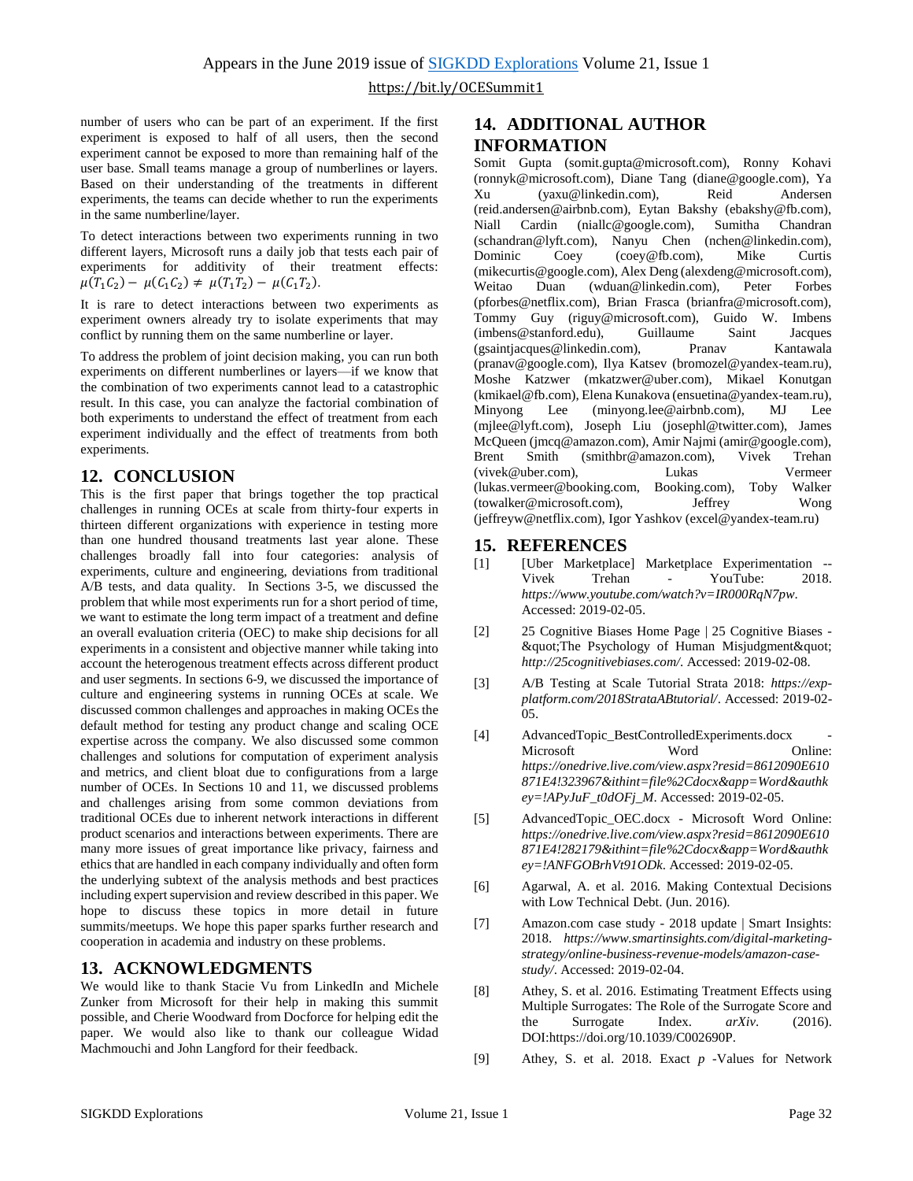number of users who can be part of an experiment. If the first experiment is exposed to half of all users, then the second experiment cannot be exposed to more than remaining half of the user base. Small teams manage a group of numberlines or layers. Based on their understanding of the treatments in different experiments, the teams can decide whether to run the experiments in the same numberline/layer.

To detect interactions between two experiments running in two different layers, Microsoft runs a daily job that tests each pair of experiments for additivity of their treatment effects: $\mu(T_1C_2) - \mu(C_1C_2) \neq \mu(T_1T_2) - \mu(C_1T_2)$.

It is rare to detect interactions between two experiments as experiment owners already try to isolate experiments that may conflict by running them on the same numberline or layer.

To address the problem of joint decision making, you can run both experiments on different numberlines or layers—if we know that the combination of two experiments cannot lead to a catastrophic result. In this case, you can analyze the factorial combination of both experiments to understand the effect of treatment from each experiment individually and the effect of treatments from both experiments.

## 12. CONCLUSION

This is the first paper that brings together the top practical challenges in running OCEs at scale from thirty-four experts in thirteen different organizations with experience in testing more than one hundred thousand treatments last year alone. These challenges broadly fall into four categories: analysis of experiments, culture and engineering, deviations from traditional A/B tests, and data quality. In Sections 3-5, we discussed the problem that while most experiments run for a short period of time, we want to estimate the long term impact of a treatment and define an overall evaluation criteria (OEC) to make ship decisions for all experiments in a consistent and objective manner while taking into account the heterogenous treatment effects across different product and user segments. In sections 6-9, we discussed the importance of culture and engineering systems in running OCEs at scale. We discussed common challenges and approaches in making OCEs the default method for testing any product change and scaling OCE expertise across the company. We also discussed some common challenges and solutions for computation of experiment analysis and metrics, and client bloat due to configurations from a large number of OCEs. In Sections 10 and 11, we discussed problems and challenges arising from some common deviations from traditional OCEs due to inherent network interactions in different product scenarios and interactions between experiments. There are many more issues of great importance like privacy, fairness and ethics that are handled in each company individually and often form the underlying subtext of the analysis methods and best practices including expert supervision and review described in this paper. We hope to discuss these topics in more detail in future summits/meetups. We hope this paper sparks further research and cooperation in academia and industry on these problems.

## 13. ACKNOWLEDGMENTS

We would like to thank Stacie Vu from LinkedIn and Michele Zunker from Microsoft for their help in making this summit possible, and Cherie Woodward from Docforce for helping edit the paper. We would also like to thank our colleague Widad Machmouchi and John Langford for their feedback.

## 14. ADDITIONAL AUTHOR INFORMATION

Somit Gupta (somit.gupta@microsoft.com), Ronny Kohavi (ronnyk@microsoft.com), Diane Tang (diane@google.com), Ya Xu (yaxu@linkedin.com), Reid Andersen (reid.andersen@airbnb.com), Eytan Bakshy (ebakshy@fb.com), Niall Cardin (niallc@google.com), Sumitha Chandran (schandran@lyft.com), Nanyu Chen (nchen@linkedin.com), Dominic Coey (coey@fb.com), Mike Curtis (mikecurtis@google.com), Alex Deng (alexdeng@microsoft.com), Weitao Duan (wduan@linkedin.com), Peter Forbes (pforbes@netflix.com), Brian Frasca (brianfra@microsoft.com), Tommy Guy (riguy@microsoft.com), Guido W. Imbens (imbens@stanford.edu), Guillaume Saint Jacques (gsaintjacques@linkedin.com), Pranav Kantawala (pranav@google.com), Ilya Katsev (bromozel@yandex-team.ru), Moshe Katzwer (mkatzwer@uber.com), Mikael Konutgan (kmikael@fb.com), Elena Kunakova (ensuetina@yandex-team.ru), Minyong Lee (minyong.lee@airbnb.com), MJ Lee (mjlee@lyft.com), Joseph Liu (josephl@twitter.com), James McQueen (jmcq@amazon.com), Amir Najmi (amir@google.com), Brent Smith (smithbr@amazon.com), Vivek Trehan (vivek@uber.com), Lukas Vermeer (lukas.vermeer@booking.com, Booking.com), Toby Walker (towalker@microsoft.com), Jeffrey Wong (jeffreyw@netflix.com), Igor Yashkov (excel@yandex-team.ru)

## 15. REFERENCES

[1] [Uber Marketplace] Marketplace Experimentation -- Vivek Trehan - YouTube: 2018. *https://www.youtube.com/watch?v=IR000RqN7pw*. Accessed: 2019-02-05.

[2] 25 Cognitive Biases Home Page | 25 Cognitive Biases - &quot;The Psychology of Human Misjudgment&quot; *http://25cognitivebiases.com/*. Accessed: 2019-02-08.

[3] A/B Testing at Scale Tutorial Strata 2018: *https://exp-platform.com/2018StrataABtutorial/*. Accessed: 2019-02-05.

[4] AdvancedTopic_BestControlledExperiments.docx - Microsoft Word Online: *https://onedrive.live.com/view.aspx?resid=8612090E610871E4!323967&ithint=file%2Cdocx&app=Word&authkey=!APyJuF_t0dOFj_M*. Accessed: 2019-02-05.

[5] AdvancedTopic_OEC.docx - Microsoft Word Online: *https://onedrive.live.com/view.aspx?resid=8612090E610871E4!282179&ithint=file%2Cdocx&app=Word&authkey=!AGOBrhVt91ODk*. Accessed: 2019-02-05.

[6] Agarwal, A. et al. 2016. Making Contextual Decisions with Low Technical Debt. (Jun. 2016).

[7] Amazon.com case study - 2018 update | Smart Insights: 2018. *https://www.smartinsights.com/digital-marketing-strategy/online-business-revenue-models/amazon-case-study/*. Accessed: 2019-02-04.

[8] Athey, S. et al. 2016. Estimating Treatment Effects using Multiple Surrogates: The Role of the Surrogate Score and the Surrogate Index. *arXiv*. (2016). DOI:https://doi.org/10.1039/C002690P.

[9] Athey, S. et al. 2018. Exact *p* -Values for Network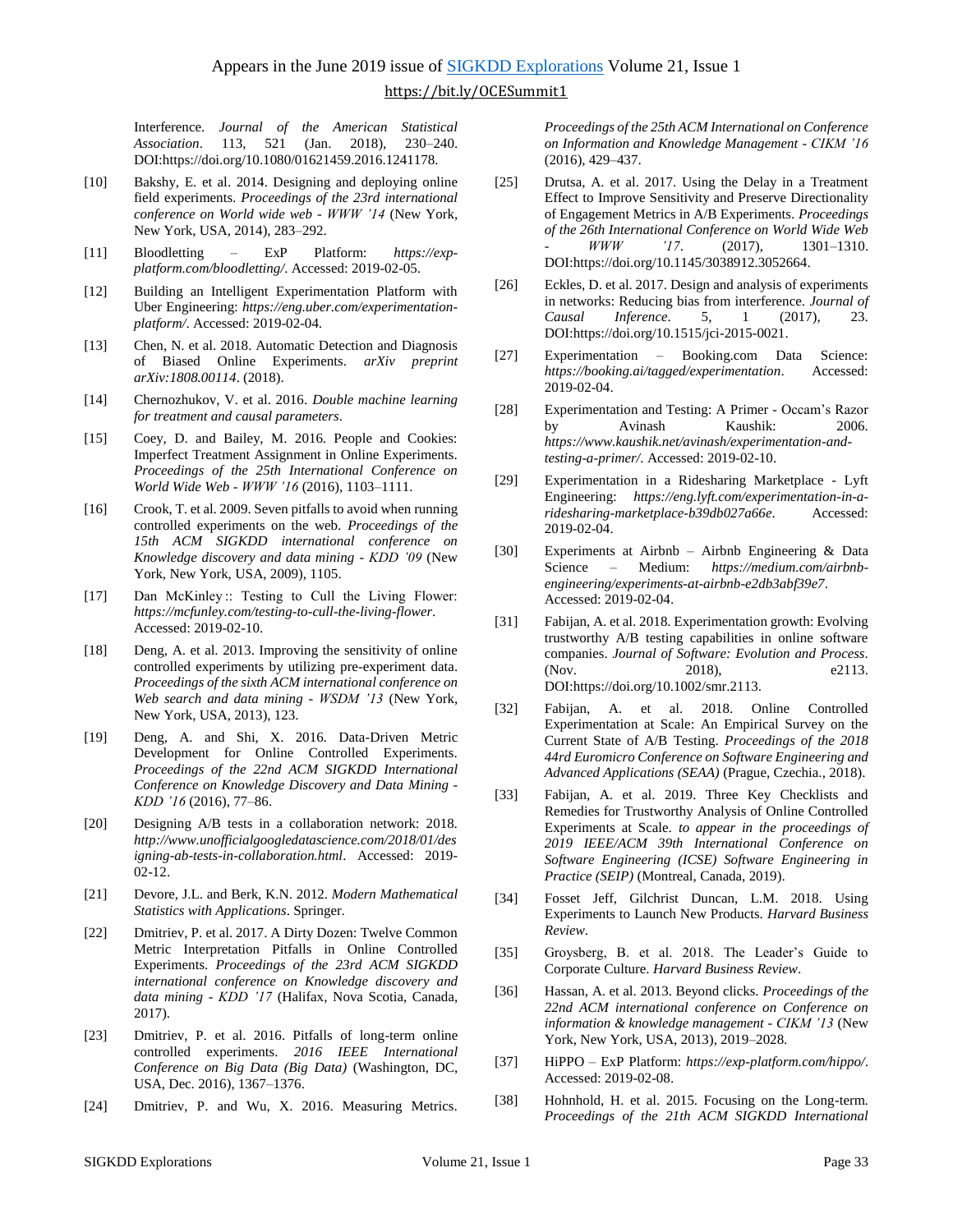Interference. *Journal of the American Statistical Association*. 113, 521 (Jan. 2018), 230–240. DOI:https://doi.org/10.1080/01621459.2016.1241178.

[10] Bakshy, E. et al. 2014. Designing and deploying online field experiments. *Proceedings of the 23rd international conference on World wide web - WWW '14* (New York, New York, USA, 2014), 283–292.

[11] Bloodletting – ExP Platform: *https://exp-platform.com/bloodletting/*. Accessed: 2019-02-05.

[12] Building an Intelligent Experimentation Platform with Uber Engineering: *https://eng.uber.com/experimentation-platform/*. Accessed: 2019-02-04.

[13] Chen, N. et al. 2018. Automatic Detection and Diagnosis of Biased Online Experiments. *arXiv preprint arXiv:1808.00114*. (2018).

[14] Chernozhukov, V. et al. 2016. *Double machine learning for treatment and causal parameters*.

[15] Coey, D. and Bailey, M. 2016. People and Cookies: Imperfect Treatment Assignment in Online Experiments. *Proceedings of the 25th International Conference on World Wide Web - WWW '16* (2016), 1103–1111.

[16] Crook, T. et al. 2009. Seven pitfalls to avoid when running controlled experiments on the web. *Proceedings of the 15th ACM SIGKDD international conference on Knowledge discovery and data mining - KDD '09* (New York, New York, USA, 2009), 1105.

[17] Dan McKinley :: Testing to Cull the Living Flower: *https://mcfunley.com/testing-to-cull-the-living-flower*. Accessed: 2019-02-10.

[18] Deng, A. et al. 2013. Improving the sensitivity of online controlled experiments by utilizing pre-experiment data. *Proceedings of the sixth ACM international conference on Web search and data mining - WSDM '13* (New York, New York, USA, 2013), 123.

[19] Deng, A. and Shi, X. 2016. Data-Driven Metric Development for Online Controlled Experiments. *Proceedings of the 22nd ACM SIGKDD International Conference on Knowledge Discovery and Data Mining - KDD '16* (2016), 77–86.

[20] Designing A/B tests in a collaboration network: 2018. *http://www.unofficialgoogledatascience.com/2018/01/designing-ab-tests-in-collaboration.html*. Accessed: 2019-02-12.

[21] Devore, J.L. and Berk, K.N. 2012. *Modern Mathematical Statistics with Applications*. Springer.

[22] Dmitriev, P. et al. 2017. A Dirty Dozen: Twelve Common Metric Interpretation Pitfalls in Online Controlled Experiments. *Proceedings of the 23rd ACM SIGKDD international conference on Knowledge discovery and data mining - KDD '17* (Halifax, Nova Scotia, Canada, 2017).

[23] Dmitriev, P. et al. 2016. Pitfalls of long-term online controlled experiments. *2016 IEEE International Conference on Big Data (Big Data)* (Washington, DC, USA, Dec. 2016), 1367–1376.

[24] Dmitriev, P. and Wu, X. 2016. Measuring Metrics. *Proceedings of the 25th ACM International on Conference on Information and Knowledge Management - CIKM '16* (2016), 429–437.

[25] Drutsa, A. et al. 2017. Using the Delay in a Treatment Effect to Improve Sensitivity and Preserve Directionality of Engagement Metrics in A/B Experiments. *Proceedings of the 26th International Conference on World Wide Web - WWW '17*. (2017), 1301–1310. DOI:https://doi.org/10.1145/3038912.3052664.

[26] Eckles, D. et al. 2017. Design and analysis of experiments in networks: Reducing bias from interference. *Journal of Causal Inference*. 5, 1 (2017), 23. DOI:https://doi.org/10.1515/jci-2015-0021.

[27] Experimentation – Booking.com Data Science: *https://booking.ai/tagged/experimentation*. Accessed: 2019-02-04.

[28] Experimentation and Testing: A Primer - Occam's Razor by Avinash Kaushik: 2006. *https://www.kaushik.net/avinash/experimentation-and-testing-a-primer/*. Accessed: 2019-02-10.

[29] Experimentation in a Ridesharing Marketplace - Lyft Engineering: *https://eng.lyft.com/experimentation-in-a-ridesharing-marketplace-b39db027a66e*. Accessed: 2019-02-04.

[30] Experiments at Airbnb – Airbnb Engineering & Data Science – Medium: *https://medium.com/airbnb-engineering/experiments-at-airbnb-e2db3abf39e7*. Accessed: 2019-02-04.

[31] Fabijan, A. et al. 2018. Experimentation growth: Evolving trustworthy A/B testing capabilities in online software companies. *Journal of Software: Evolution and Process*. (Nov. 2018), e2113. DOI:https://doi.org/10.1002/smr.2113.

[32] Fabijan, A. et al. 2018. Online Controlled Experimentation at Scale: An Empirical Survey on the Current State of A/B Testing. *Proceedings of the 2018 44rd Euromicro Conference on Software Engineering and Advanced Applications (SEAA)* (Prague, Czechia., 2018).

[33] Fabijan, A. et al. 2019. Three Key Checklists and Remedies for Trustworthy Analysis of Online Controlled Experiments at Scale. *to appear in the proceedings of 2019 IEEE/ACM 39th International Conference on Software Engineering (ICSE) Software Engineering in Practice (SEIP)* (Montreal, Canada, 2019).

[34] Fosset Jeff, Gilchrist Duncan, L.M. 2018. Using Experiments to Launch New Products. *Harvard Business Review*.

[35] Groysberg, B. et al. 2018. The Leader's Guide to Corporate Culture. *Harvard Business Review*.

[36] Hassan, A. et al. 2013. Beyond clicks. *Proceedings of the 22nd ACM international conference on Conference on information & knowledge management - CIKM '13* (New York, New York, USA, 2013), 2019–2028.

[37] HiPPO – ExP Platform: *https://exp-platform.com/hippo/*. Accessed: 2019-02-08.

[38] Hohnhold, H. et al. 2015. Focusing on the Long-term. *Proceedings of the 21th ACM SIGKDD International*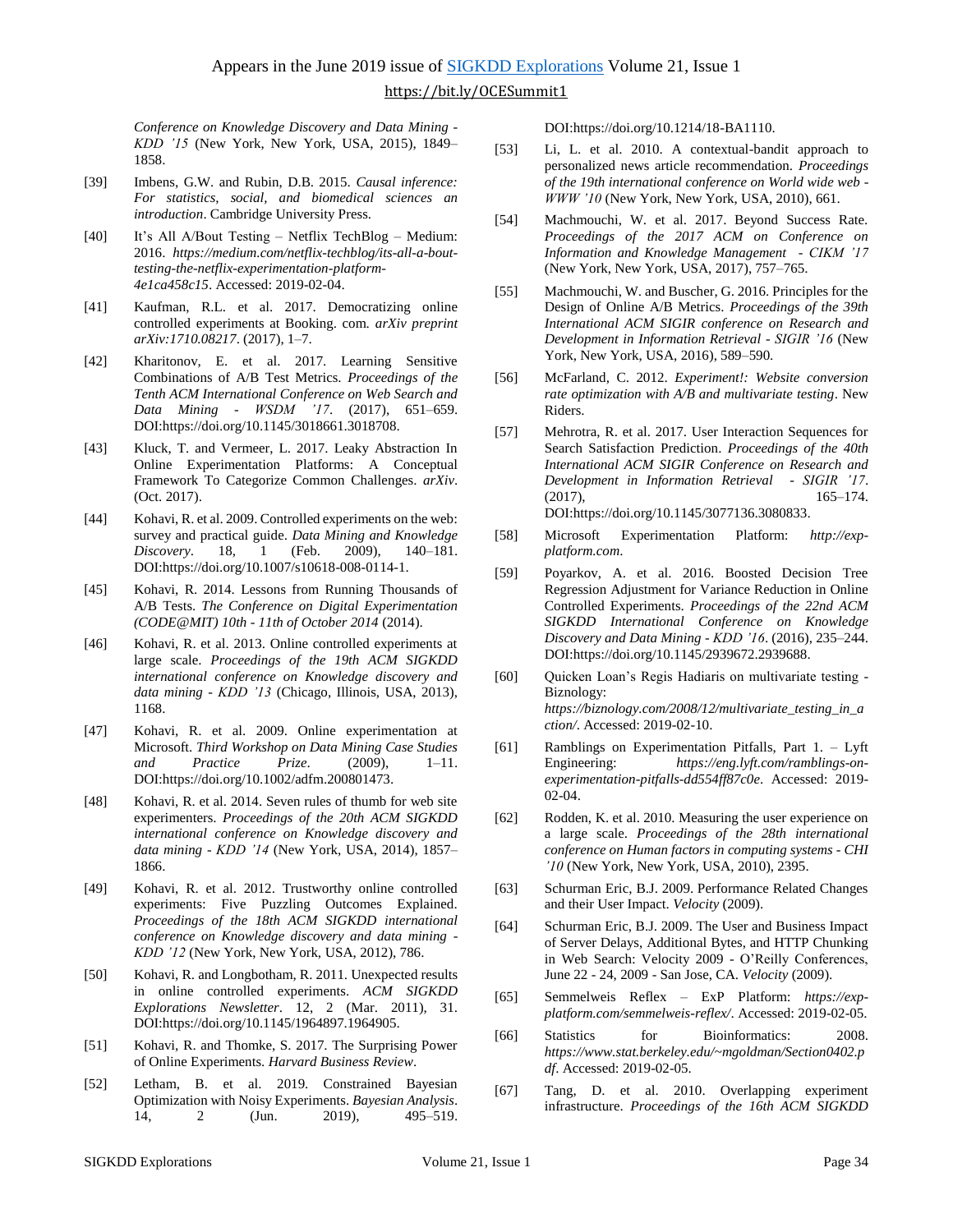*Conference on Knowledge Discovery and Data Mining - KDD '15* (New York, New York, USA, 2015), 1849–1858.

[39] Imbens, G.W. and Rubin, D.B. 2015. *Causal inference: For statistics, social, and biomedical sciences an introduction*. Cambridge University Press.

[40] It's All A/Bout Testing – Netflix TechBlog – Medium: 2016. *https://medium.com/netflix-techblog/its-all-a-bout-testing-the-netflix-experimentation-platform-4e1ca458c15*. Accessed: 2019-02-04.

[41] Kaufman, R.L. et al. 2017. Democratizing online controlled experiments at Booking. com. *arXiv preprint arXiv:1710.08217*. (2017), 1–7.

[42] Kharitonov, E. et al. 2017. Learning Sensitive Combinations of A/B Test Metrics. *Proceedings of the Tenth ACM International Conference on Web Search and Data Mining - WSDM '17*. (2017), 651–659. DOI:https://doi.org/10.1145/3018661.3018708.

[43] Kluck, T. and Vermeer, L. 2017. Leaky Abstraction In Online Experimentation Platforms: A Conceptual Framework To Categorize Common Challenges. *arXiv*. (Oct. 2017).

[44] Kohavi, R. et al. 2009. Controlled experiments on the web: survey and practical guide. *Data Mining and Knowledge Discovery*. 18, 1 (Feb. 2009), 140–181. DOI:https://doi.org/10.1007/s10618-008-0114-1.

[45] Kohavi, R. 2014. Lessons from Running Thousands of A/B Tests. *The Conference on Digital Experimentation (CODE@MIT) 10th - 11th of October 2014* (2014).

[46] Kohavi, R. et al. 2013. Online controlled experiments at large scale. *Proceedings of the 19th ACM SIGKDD international conference on Knowledge discovery and data mining - KDD '13* (Chicago, Illinois, USA, 2013), 1168.

[47] Kohavi, R. et al. 2009. Online experimentation at Microsoft. *Third Workshop on Data Mining Case Studies and Practice Prize*. (2009), 1–11. DOI:https://doi.org/10.1002/adfm.200801473.

[48] Kohavi, R. et al. 2014. Seven rules of thumb for web site experimenters. *Proceedings of the 20th ACM SIGKDD international conference on Knowledge discovery and data mining - KDD '14* (New York, USA, 2014), 1857–1866.

[49] Kohavi, R. et al. 2012. Trustworthy online controlled experiments: Five Puzzling Outcomes Explained. *Proceedings of the 18th ACM SIGKDD international conference on Knowledge discovery and data mining - KDD '12* (New York, New York, USA, 2012), 786.

[50] Kohavi, R. and Longbotham, R. 2011. Unexpected results in online controlled experiments. *ACM SIGKDD Explorations Newsletter*. 12, 2 (Mar. 2011), 31. DOI:https://doi.org/10.1145/1964897.1964905.

[51] Kohavi, R. and Thomke, S. 2017. The Surprising Power of Online Experiments. *Harvard Business Review*.

[52] Letham, B. et al. 2019. Constrained Bayesian Optimization with Noisy Experiments. *Bayesian Analysis*. 14, 2 (Jun. 2019), 495–519. DOI:https://doi.org/10.1214/18-BA1110.

[53] Li, L. et al. 2010. A contextual-bandit approach to personalized news article recommendation. *Proceedings of the 19th international conference on World wide web - WWW '10* (New York, New York, USA, 2010), 661.

[54] Machmouchi, W. et al. 2017. Beyond Success Rate. *Proceedings of the 2017 ACM on Conference on Information and Knowledge Management - CIKM '17* (New York, New York, USA, 2017), 757–765.

[55] Machmouchi, W. and Buscher, G. 2016. Principles for the Design of Online A/B Metrics. *Proceedings of the 39th International ACM SIGIR conference on Research and Development in Information Retrieval - SIGIR '16* (New York, New York, USA, 2016), 589–590.

[56] McFarland, C. 2012. *Experiment!: Website conversion rate optimization with A/B and multivariate testing*. New Riders.

[57] Mehrotra, R. et al. 2017. User Interaction Sequences for Search Satisfaction Prediction. *Proceedings of the 40th International ACM SIGIR Conference on Research and Development in Information Retrieval - SIGIR '17*. (2017), 165–174. DOI:https://doi.org/10.1145/3077136.3080833.

[58] Microsoft Experimentation Platform: *http://exp-platform.com*.

[59] Poyarkov, A. et al. 2016. Boosted Decision Tree Regression Adjustment for Variance Reduction in Online Controlled Experiments. *Proceedings of the 22nd ACM SIGKDD International Conference on Knowledge Discovery and Data Mining - KDD '16*. (2016), 235–244. DOI:https://doi.org/10.1145/2939672.2939688.

[60] Quicken Loan's Regis Hadiaris on multivariate testing - Biznology: *https://biznology.com/2008/12/multivariate_testing_in_action/*. Accessed: 2019-02-10.

[61] Ramblings on Experimentation Pitfalls, Part 1. – Lyft Engineering: *https://eng.lyft.com/ramblings-on-experimentation-pitfalls-dd554ff87c0e*. Accessed: 2019-02-04.

[62] Rodden, K. et al. 2010. Measuring the user experience on a large scale. *Proceedings of the 28th international conference on Human factors in computing systems - CHI '10* (New York, New York, USA, 2010), 2395.

[63] Schurman Eric, B.J. 2009. Performance Related Changes and their User Impact. *Velocity* (2009).

[64] Schurman Eric, B.J. 2009. The User and Business Impact of Server Delays, Additional Bytes, and HTTP Chunking in Web Search: Velocity 2009 - O'Reilly Conferences, June 22 - 24, 2009 - San Jose, CA. *Velocity* (2009).

[65] Semmelweis Reflex – ExP Platform: *https://exp-platform.com/semmelweis-reflex/*. Accessed: 2019-02-05.

[66] Statistics for Bioinformatics: 2008. *https://www.stat.berkeley.edu/~mgoldman/Section0402.pdf*. Accessed: 2019-02-05.

[67] Tang, D. et al. 2010. Overlapping experiment infrastructure. *Proceedings of the 16th ACM SIGKDD*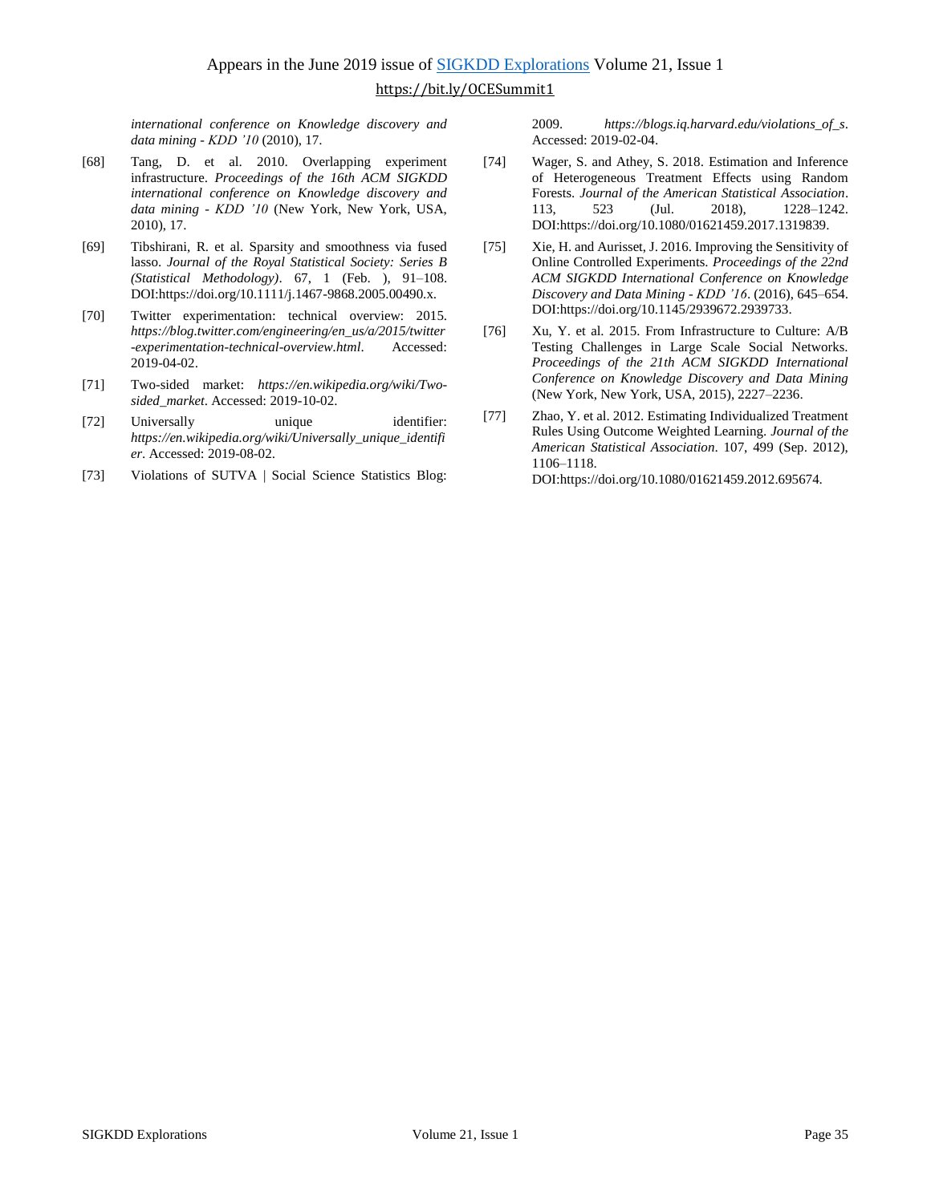*international conference on Knowledge discovery and data mining - KDD '10* (2010), 17.

[68] Tang, D. et al. 2010. Overlapping experiment infrastructure. *Proceedings of the 16th ACM SIGKDD international conference on Knowledge discovery and data mining - KDD '10* (New York, New York, USA, 2010), 17.

[69] Tibshirani, R. et al. Sparsity and smoothness via fused lasso. *Journal of the Royal Statistical Society: Series B (Statistical Methodology)*. 67, 1 (Feb. ), 91–108. DOI:https://doi.org/10.1111/j.1467-9868.2005.00490.x.

[70] Twitter experimentation: technical overview: 2015. *https://blog.twitter.com/engineering/en_us/a/2015/twitter-experimentation-technical-overview.html*. Accessed: 2019-04-02.

[71] Two-sided market: *https://en.wikipedia.org/wiki/Two-sided_market*. Accessed: 2019-10-02.

[72] Universally unique identifier: *https://en.wikipedia.org/wiki/Universally_unique_identifier*. Accessed: 2019-08-02.

[73] Violations of SUTVA | Social Science Statistics Blog: 2009. *https://blogs.iq.harvard.edu/violations_of_s*. Accessed: 2019-02-04.

[74] Wager, S. and Athey, S. 2018. Estimation and Inference of Heterogeneous Treatment Effects using Random Forests. *Journal of the American Statistical Association*. 113, 523 (Jul. 2018), 1228–1242. DOI:https://doi.org/10.1080/01621459.2017.1319839.

[75] Xie, H. and Aurisset, J. 2016. Improving the Sensitivity of Online Controlled Experiments. *Proceedings of the 22nd ACM SIGKDD International Conference on Knowledge Discovery and Data Mining - KDD '16*. (2016), 645–654. DOI:https://doi.org/10.1145/2939672.2939733.

[76] Xu, Y. et al. 2015. From Infrastructure to Culture: A/B Testing Challenges in Large Scale Social Networks. *Proceedings of the 21th ACM SIGKDD International Conference on Knowledge Discovery and Data Mining* (New York, New York, USA, 2015), 2227–2236.

[77] Zhao, Y. et al. 2012. Estimating Individualized Treatment Rules Using Outcome Weighted Learning. *Journal of the American Statistical Association*. 107, 499 (Sep. 2012), 1106–1118. DOI:https://doi.org/10.1080/01621459.2012.695674.